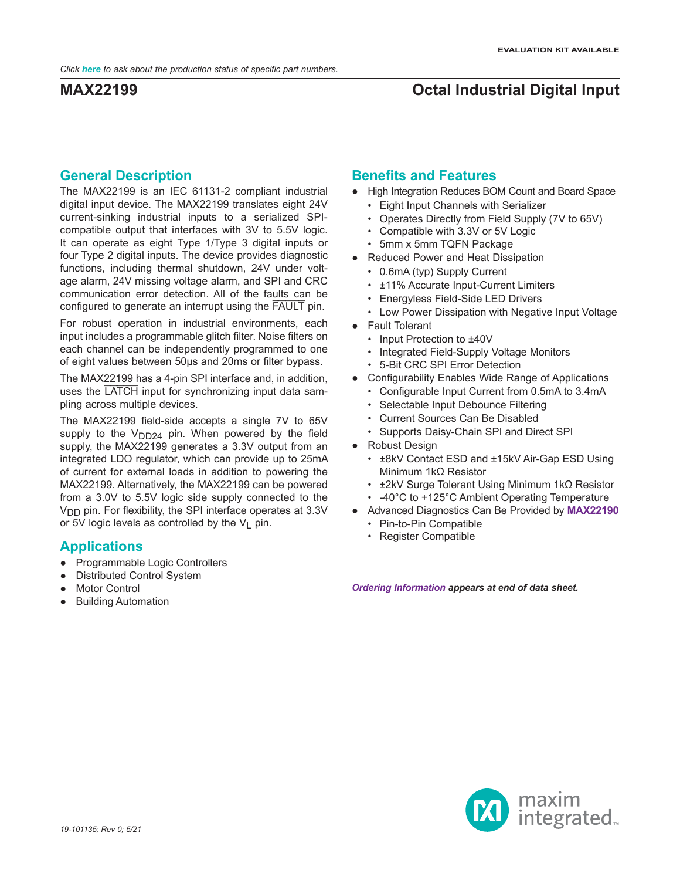EVALUATION KIT AVAILABLE

*Click **here** to ask about the production status of specific part numbers.*

# MAX22199

# Octal Industrial Digital Input

## General Description

The MAX22199 is an IEC 61131-2 compliant industrial digital input device. The MAX22199 translates eight 24V current-sinking industrial inputs to a serialized SPI-compatible output that interfaces with 3V to 5.5V logic. It can operate as eight Type 1/Type 3 digital inputs or four Type 2 digital inputs. The device provides diagnostic functions, including thermal shutdown, 24V under voltage alarm, 24V missing voltage alarm, and SPI and CRC communication error detection. All of the faults can be configured to generate an interrupt using the $\overline{\text{FAULT}}$ pin.

For robust operation in industrial environments, each input includes a programmable glitch filter. Noise filters on each channel can be independently programmed to one of eight values between 50µs and 20ms or filter bypass.

The MAX22199 has a 4-pin SPI interface and, in addition, uses the $\overline{\text{LATCH}}$ input for synchronizing input data sampling across multiple devices.

The MAX22199 field-side accepts a single 7V to 65V supply to the $V_{DD24}$ pin. When powered by the field supply, the MAX22199 generates a 3.3V output from an integrated LDO regulator, which can provide up to 25mA of current for external loads in addition to powering the MAX22199. Alternatively, the MAX22199 can be powered from a 3.0V to 5.5V logic side supply connected to the $V_{DD}$ pin. For flexibility, the SPI interface operates at 3.3V or 5V logic levels as controlled by the $V_L$ pin.

## Applications

- Programmable Logic Controllers
- Distributed Control System
- Motor Control
- Building Automation

## Benefits and Features

- High Integration Reduces BOM Count and Board Space
  - Eight Input Channels with Serializer
  - Operates Directly from Field Supply (7V to 65V)
  - Compatible with 3.3V or 5V Logic
  - 5mm x 5mm TQFN Package
- Reduced Power and Heat Dissipation
  - 0.6mA (typ) Supply Current
  - ±11% Accurate Input-Current Limiters
  - Energyless Field-Side LED Drivers
  - Low Power Dissipation with Negative Input Voltage
- Fault Tolerant
  - Input Protection to ±40V
  - Integrated Field-Supply Voltage Monitors
  - 5-Bit CRC SPI Error Detection
- Configurability Enables Wide Range of Applications
  - Configurable Input Current from 0.5mA to 3.4mA
  - Selectable Input Debounce Filtering
  - Current Sources Can Be Disabled
  - Supports Daisy-Chain SPI and Direct SPI
- Robust Design
  - ±8kV Contact ESD and ±15kV Air-Gap ESD Using Minimum 1kΩ Resistor
  - ±2kV Surge Tolerant Using Minimum 1kΩ Resistor
  - -40°C to +125°C Ambient Operating Temperature
- Advanced Diagnostics Can Be Provided by **MAX22190**
  - Pin-to-Pin Compatible
  - Register Compatible

***Ordering Information** appears at end of data sheet.*

*19-101135; Rev 0; 5/21*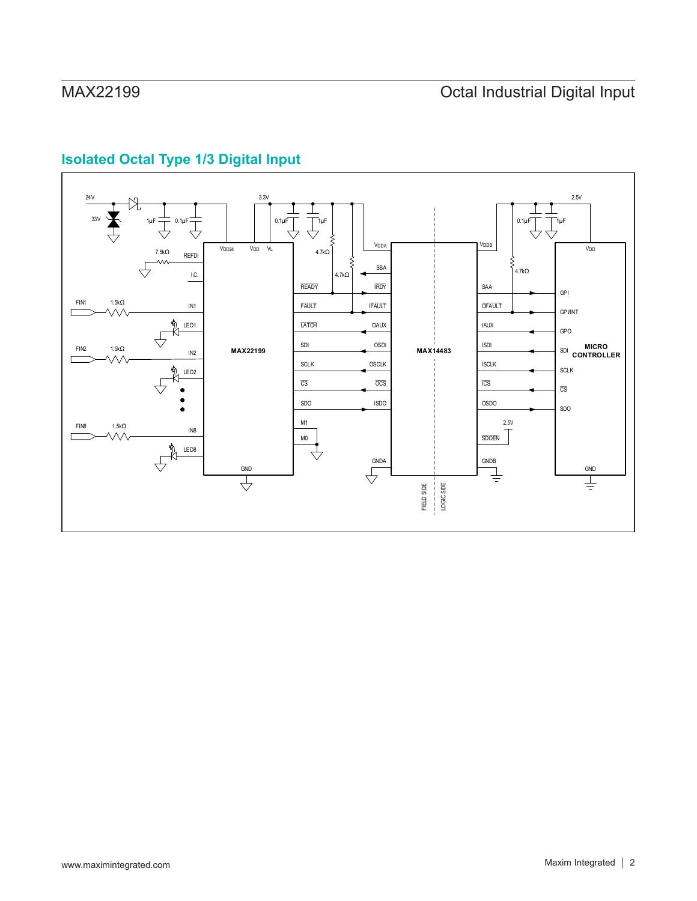## Isolated Octal Type 1/3 Digital Input

24V
33V
1µF
0.1µF
7.5kΩ
REFDI
I.C.
FIN1
1.5kΩ
IN1
LED1
FIN2
1.5kΩ
IN2
LED2
FIN8
1.5kΩ
IN8
LED8
$V_{DD24}$
$V_{DD}$
$V_L$
MAX22199
GND
3.3V
0.1µF
1µF
4.7kΩ
4.7kΩ
READY
FAULT
LATCH
SDI
SCLK
CS
SDO
M1
M0
$V_{DDA}$
SBA
IRDY
IFAULT
OAUX
OSDI
OSCLK
OCS
ISDO
GNDA
MAX14483
FIELD SIDE
LOGIC SIDE
$V_{DDB}$
SAA
OFAULT
IAUX
ISDI
ISCLK
ICS
OSDO
2.5V
SDOEN
GNDB
2.5V
0.1µF
1µF
4.7kΩ
$V_{DD}$
GPI
GPI/INT
GPO
SDI
SCLK
CS
SDO
MICRO CONTROLLER
GND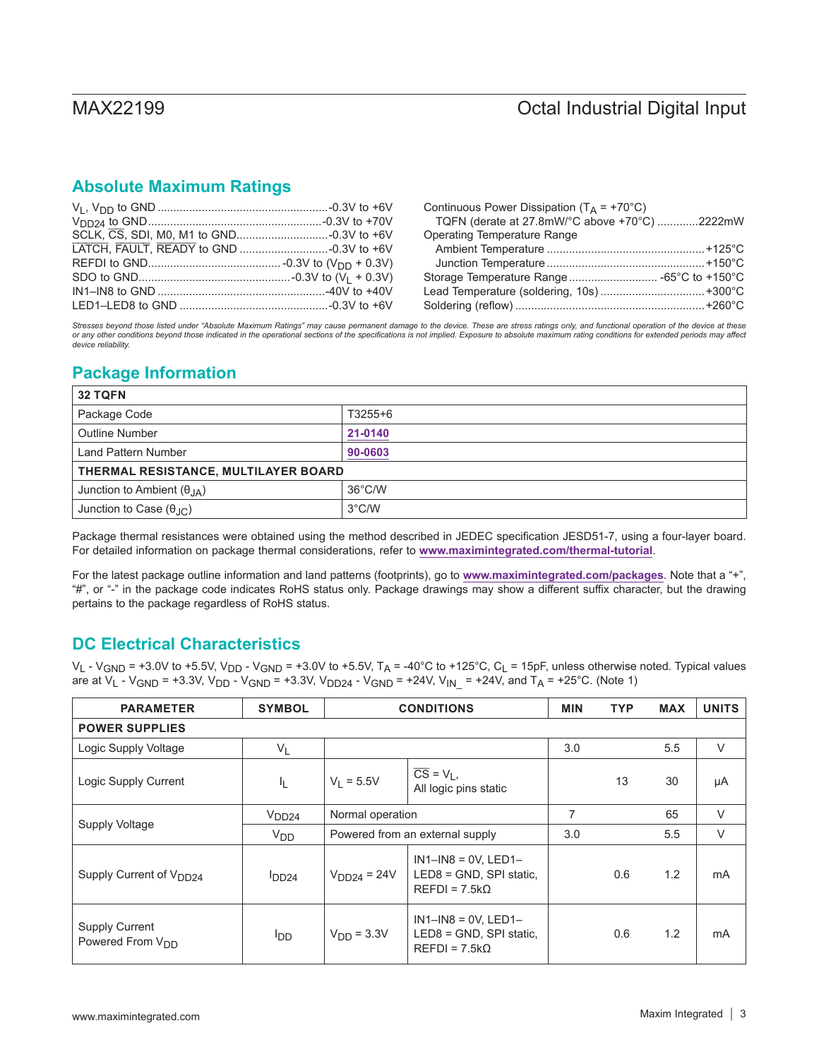## Absolute Maximum Ratings

$V_L$, $V_{DD}$ to GND ....................................................-0.3V to +6V
$V_{DD24}$ to GND......................................................-0.3V to +70V
SCLK, $\overline{CS}$, SDI, M0, M1 to GND.............................-0.3V to +6V
$\overline{LATCH}$, $\overline{FAULT}$, $\overline{READY}$ to GND ............................-0.3V to +6V
REFDI to GND.......................................... -0.3V to ($V_{DD}$ + 0.3V)
SDO to GND................................................-0.3V to ($V_L$ + 0.3V)
IN1–IN8 to GND ....................................................-40V to +40V
LED1–LED8 to GND ...............................................-0.3V to +6V

Continuous Power Dissipation ($T_A$ = +70°C)
TQFN (derate at 27.8mW/°C above +70°C) ............2222mW
Operating Temperature Range
Ambient Temperature .................................................+125°C
Junction Temperature .................................................+150°C
Storage Temperature Range............................ -65°C to +150°C
Lead Temperature (soldering, 10s) .................................+300°C
Soldering (reflow) ...........................................................+260°C

*Stresses beyond those listed under "Absolute Maximum Ratings" may cause permanent damage to the device. These are stress ratings only, and functional operation of the device at these or any other conditions beyond those indicated in the operational sections of the specifications is not implied. Exposure to absolute maximum rating conditions for extended periods may affect device reliability.*

## Package Information

| 32 TQFN | |
|---|---|
| Package Code | T3255+6 |
| Outline Number | 21-0140 |
| Land Pattern Number | 90-0603 |
| **THERMAL RESISTANCE, MULTILAYER BOARD** | |
| Junction to Ambient ($\theta_{JA}$) | 36°C/W |
| Junction to Case ($\theta_{JC}$) | 3°C/W |

Package thermal resistances were obtained using the method described in JEDEC specification JESD51-7, using a four-layer board. For detailed information on package thermal considerations, refer to **www.maximintegrated.com/thermal-tutorial**.

For the latest package outline information and land patterns (footprints), go to **www.maximintegrated.com/packages**. Note that a "+", "#", or "-" in the package code indicates RoHS status only. Package drawings may show a different suffix character, but the drawing pertains to the package regardless of RoHS status.

## DC Electrical Characteristics

$V_L$ - $V_{GND}$ = +3.0V to +5.5V, $V_{DD}$ - $V_{GND}$ = +3.0V to +5.5V, $T_A$ = -40°C to +125°C, $C_L$ = 15pF, unless otherwise noted. Typical values are at $V_L$ - $V_{GND}$ = +3.3V, $V_{DD}$ - $V_{GND}$ = +3.3V, $V_{DD24}$ - $V_{GND}$ = +24V, $V_{IN\_}$ = +24V, and $T_A$ = +25°C. (Note 1)

| PARAMETER | SYMBOL | CONDITIONS | | MIN | TYP | MAX | UNITS |
|---|---|---|---|---|---|---|---|
| **POWER SUPPLIES** | | | | | | | |
| Logic Supply Voltage | $V_L$ | | | 3.0 | | 5.5 | V |
| Logic Supply Current | $I_L$ | $V_L$ = 5.5V | $\overline{CS}$ = $V_L$, All logic pins static | | 13 | 30 | µA |
| Supply Voltage | $V_{DD24}$ | Normal operation | | 7 | | 65 | V |
| | $V_{DD}$ | Powered from an external supply | | 3.0 | | 5.5 | V |
| Supply Current of $V_{DD24}$ | $I_{DD24}$ | $V_{DD24}$ = 24V | IN1–IN8 = 0V, LED1–LED8 = GND, SPI static, REFDI = 7.5kΩ | | 0.6 | 1.2 | mA |
| Supply Current Powered From $V_{DD}$ | $I_{DD}$ | $V_{DD}$ = 3.3V | IN1–IN8 = 0V, LED1–LED8 = GND, SPI static, REFDI = 7.5kΩ | | 0.6 | 1.2 | mA |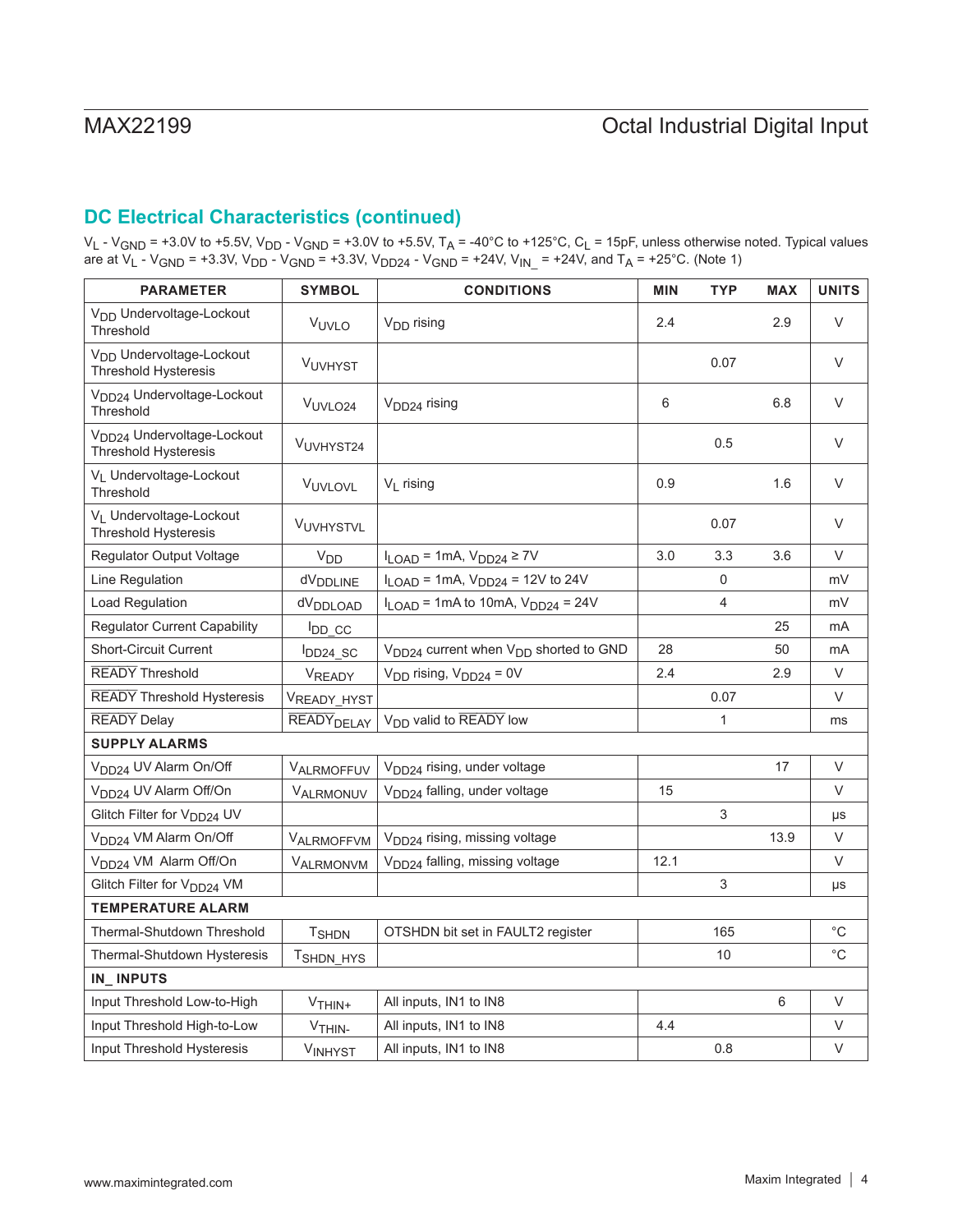## DC Electrical Characteristics (continued)

$V_L$ - $V_{GND}$ = +3.0V to +5.5V, $V_{DD}$ - $V_{GND}$ = +3.0V to +5.5V, $T_A$ = -40°C to +125°C, $C_L$ = 15pF, unless otherwise noted. Typical values are at $V_L$ - $V_{GND}$ = +3.3V, $V_{DD}$ - $V_{GND}$ = +3.3V, $V_{DD24}$ - $V_{GND}$ = +24V, $V_{IN\_}$ = +24V, and $T_A$ = +25°C. (Note 1)

| PARAMETER | SYMBOL | CONDITIONS | MIN | TYP | MAX | UNITS |
|---|---|---|---|---|---|---|
| $V_{DD}$ Undervoltage-Lockout Threshold | $V_{UVLO}$ | $V_{DD}$ rising | 2.4 | | 2.9 | V |
| $V_{DD}$ Undervoltage-Lockout Threshold Hysteresis | $V_{UVHYST}$ | | | 0.07 | | V |
| $V_{DD24}$ Undervoltage-Lockout Threshold | $V_{UVLO24}$ | $V_{DD24}$ rising | 6 | | 6.8 | V |
| $V_{DD24}$ Undervoltage-Lockout Threshold Hysteresis | $V_{UVHYST24}$ | | | 0.5 | | V |
| $V_L$ Undervoltage-Lockout Threshold | $V_{UVLOVL}$ | $V_L$ rising | 0.9 | | 1.6 | V |
| $V_L$ Undervoltage-Lockout Threshold Hysteresis | $V_{UVHYSTVL}$ | | | 0.07 | | V |
| Regulator Output Voltage | $V_{DD}$ | $I_{LOAD}$ = 1mA, $V_{DD24}$ ≥ 7V | 3.0 | 3.3 | 3.6 | V |
| Line Regulation | $dV_{DDLINE}$ | $I_{LOAD}$ = 1mA, $V_{DD24}$ = 12V to 24V | | 0 | | mV |
| Load Regulation | $dV_{DDLOAD}$ | $I_{LOAD}$ = 1mA to 10mA, $V_{DD24}$ = 24V | | 4 | | mV |
| Regulator Current Capability | $I_{DD\_CC}$ | | | | 25 | mA |
| Short-Circuit Current | $I_{DD24\_SC}$ | $V_{DD24}$ current when $V_{DD}$ shorted to GND | 28 | | 50 | mA |
| $\overline{\text{READY}}$ Threshold | $V_{READY}$ | $V_{DD}$ rising, $V_{DD24}$ = 0V | 2.4 | | 2.9 | V |
| $\overline{\text{READY}}$ Threshold Hysteresis | $V_{READY\_HYST}$ | | | 0.07 | | V |
| $\overline{\text{READY}}$ Delay | $\overline{\text{READY}}_{DELAY}$ | $V_{DD}$ valid to $\overline{\text{READY}}$ low | | 1 | | ms |
| **SUPPLY ALARMS** | | | | | | |
| $V_{DD24}$ UV Alarm On/Off | $V_{ALRMOFFUV}$ | $V_{DD24}$ rising, under voltage | | | 17 | V |
| $V_{DD24}$ UV Alarm Off/On | $V_{ALRMONUV}$ | $V_{DD24}$ falling, under voltage | 15 | | | V |
| Glitch Filter for $V_{DD24}$ UV | | | | 3 | | μs |
| $V_{DD24}$ VM Alarm On/Off | $V_{ALRMOFFVM}$ | $V_{DD24}$ rising, missing voltage | | | 13.9 | V |
| $V_{DD24}$ VM Alarm Off/On | $V_{ALRMONVM}$ | $V_{DD24}$ falling, missing voltage | 12.1 | | | V |
| Glitch Filter for $V_{DD24}$ VM | | | | 3 | | μs |
| **TEMPERATURE ALARM** | | | | | | |
| Thermal-Shutdown Threshold | $T_{SHDN}$ | OTSHDN bit set in FAULT2 register | | 165 | | °C |
| Thermal-Shutdown Hysteresis | $T_{SHDN\_HYS}$ | | | 10 | | °C |
| **IN_ INPUTS** | | | | | | |
| Input Threshold Low-to-High | $V_{THIN+}$ | All inputs, IN1 to IN8 | | | 6 | V |
| Input Threshold High-to-Low | $V_{THIN-}$ | All inputs, IN1 to IN8 | 4.4 | | | V |
| Input Threshold Hysteresis | $V_{INHYST}$ | All inputs, IN1 to IN8 | | 0.8 | | V |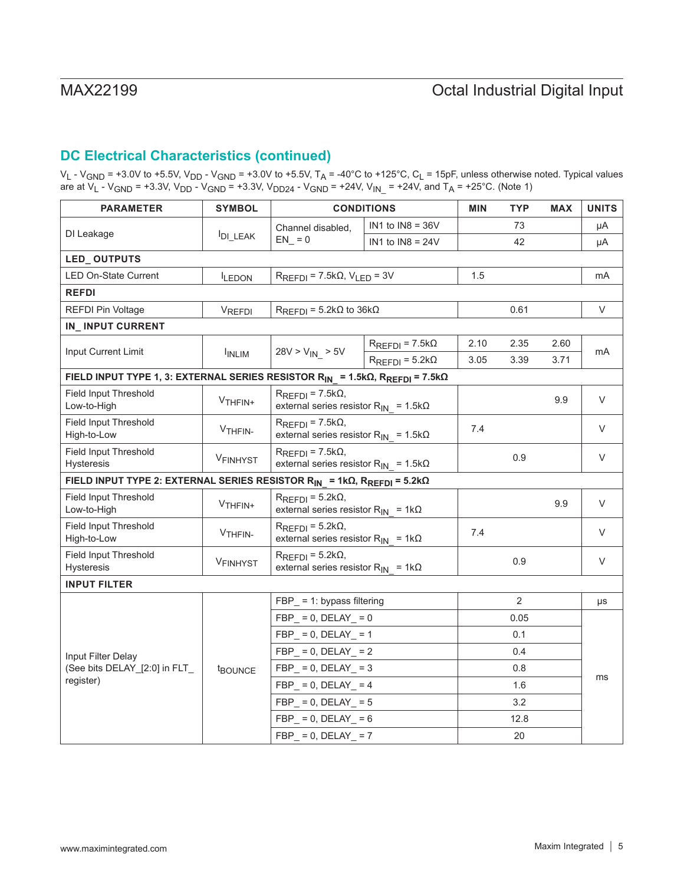## DC Electrical Characteristics (continued)

$V_L$ - $V_{GND}$ = +3.0V to +5.5V, $V_{DD}$ - $V_{GND}$ = +3.0V to +5.5V, $T_A$ = -40°C to +125°C, $C_L$ = 15pF, unless otherwise noted. Typical values are at $V_L$ - $V_{GND}$ = +3.3V, $V_{DD}$ - $V_{GND}$ = +3.3V, $V_{DD24}$ - $V_{GND}$ = +24V, $V_{IN\_}$ = +24V, and $T_A$ = +25°C. (Note 1)

| PARAMETER | SYMBOL | CONDITIONS | | MIN | TYP | MAX | UNITS |
|---|---|---|---|---|---|---|---|
| DI Leakage | $I_{DI\_LEAK}$ | Channel disabled, EN_ = 0 | IN1 to IN8 = 36V | | 73 | | µA |
| | | | IN1 to IN8 = 24V | | 42 | | µA |
| **LED_ OUTPUTS** | | | | | | | |
| LED On-State Current | $I_{LEDON}$ | $R_{REFDI}$ = 7.5kΩ, $V_{LED}$ = 3V | | 1.5 | | | mA |
| **REFDI** | | | | | | | |
| REFDI Pin Voltage | $V_{REFDI}$ | $R_{REFDI}$ = 5.2kΩ to 36kΩ | | | 0.61 | | V |
| **IN_ INPUT CURRENT** | | | | | | | |
| Input Current Limit | $I_{INLIM}$ | 28V > $V_{IN\_}$ > 5V | $R_{REFDI}$ = 7.5kΩ | 2.10 | 2.35 | 2.60 | mA |
| | | | $R_{REFDI}$ = 5.2kΩ | 3.05 | 3.39 | 3.71 | |
| **FIELD INPUT TYPE 1, 3: EXTERNAL SERIES RESISTOR $R_{IN\_}$ = 1.5kΩ, $R_{REFDI}$ = 7.5kΩ** | | | | | | | |
| Field Input Threshold Low-to-High | $V_{THFIN+}$ | $R_{REFDI}$ = 7.5kΩ, external series resistor $R_{IN\_}$ = 1.5kΩ | | | | 9.9 | V |
| Field Input Threshold High-to-Low | $V_{THFIN-}$ | $R_{REFDI}$ = 7.5kΩ, external series resistor $R_{IN\_}$ = 1.5kΩ | | 7.4 | | | V |
| Field Input Threshold Hysteresis | $V_{FINHYST}$ | $R_{REFDI}$ = 7.5kΩ, external series resistor $R_{IN\_}$ = 1.5kΩ | | | 0.9 | | V |
| **FIELD INPUT TYPE 2: EXTERNAL SERIES RESISTOR $R_{IN\_}$ = 1kΩ, $R_{REFDI}$ = 5.2kΩ** | | | | | | | |
| Field Input Threshold Low-to-High | $V_{THFIN+}$ | $R_{REFDI}$ = 5.2kΩ, external series resistor $R_{IN\_}$ = 1kΩ | | | | 9.9 | V |
| Field Input Threshold High-to-Low | $V_{THFIN-}$ | $R_{REFDI}$ = 5.2kΩ, external series resistor $R_{IN\_}$ = 1kΩ | | 7.4 | | | V |
| Field Input Threshold Hysteresis | $V_{FINHYST}$ | $R_{REFDI}$ = 5.2kΩ, external series resistor $R_{IN\_}$ = 1kΩ | | | 0.9 | | V |
| **INPUT FILTER** | | | | | | | |
| Input Filter Delay (See bits DELAY_[2:0] in FLT_ register) | $t_{BOUNCE}$ | FBP_ = 1: bypass filtering | | | 2 | | µs |
| | | FBP_ = 0, DELAY_ = 0 | | | 0.05 | | ms |
| | | FBP_ = 0, DELAY_ = 1 | | | 0.1 | | |
| | | FBP_ = 0, DELAY_ = 2 | | | 0.4 | | |
| | | FBP_ = 0, DELAY_ = 3 | | | 0.8 | | |
| | | FBP_ = 0, DELAY_ = 4 | | | 1.6 | | |
| | | FBP_ = 0, DELAY_ = 5 | | | 3.2 | | |
| | | FBP_ = 0, DELAY_ = 6 | | | 12.8 | | |
| | | FBP_ = 0, DELAY_ = 7 | | | 20 | | |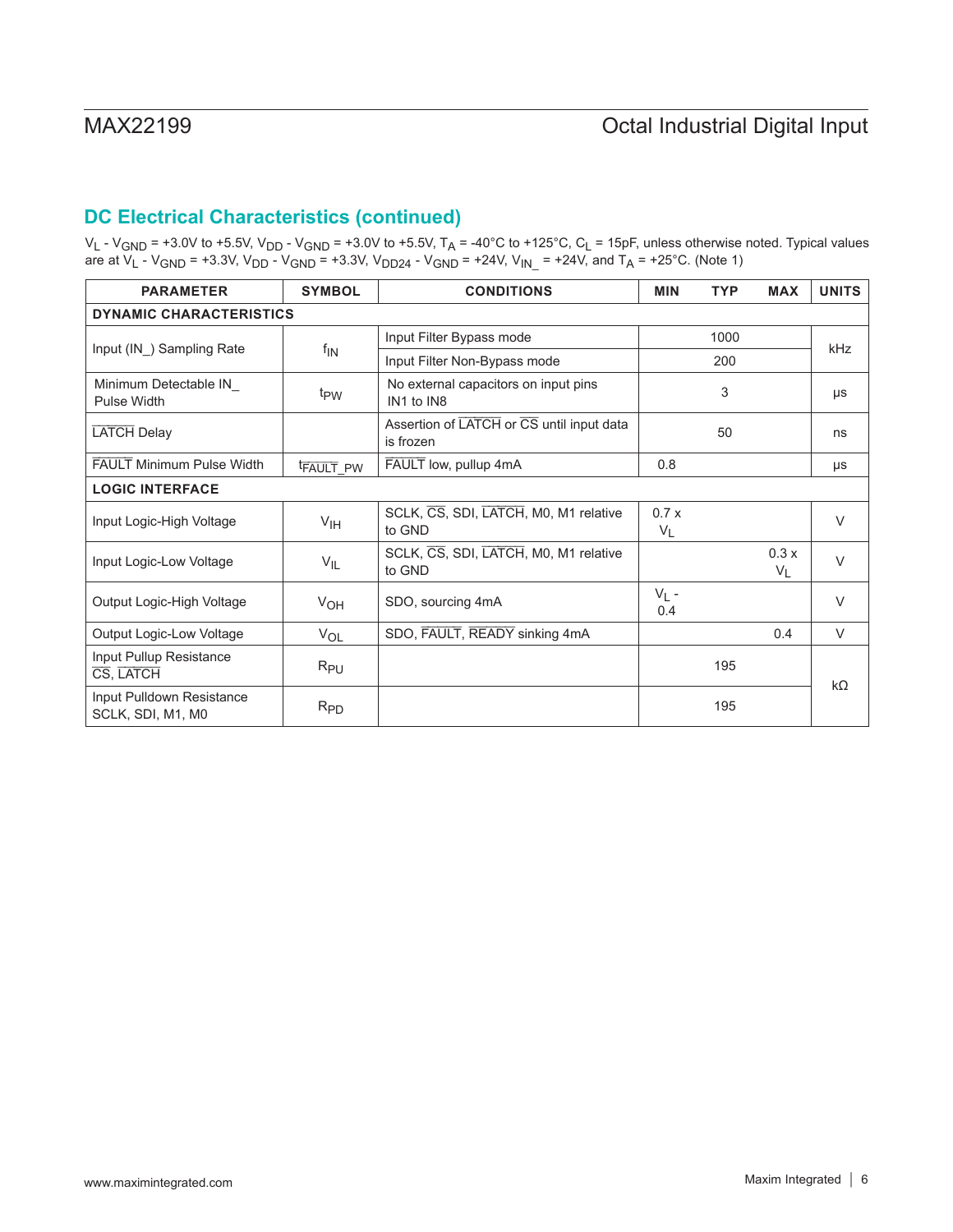## DC Electrical Characteristics (continued)

$V_L$ - $V_{GND}$ = +3.0V to +5.5V, $V_{DD}$ - $V_{GND}$ = +3.0V to +5.5V, $T_A$ = -40°C to +125°C, $C_L$ = 15pF, unless otherwise noted. Typical values are at $V_L$ - $V_{GND}$ = +3.3V, $V_{DD}$ - $V_{GND}$ = +3.3V, $V_{DD24}$ - $V_{GND}$ = +24V, $V_{IN\_}$ = +24V, and $T_A$ = +25°C. (Note 1)

| PARAMETER | SYMBOL | CONDITIONS | MIN | TYP | MAX | UNITS |
|---|---|---|---|---|---|---|
| **DYNAMIC CHARACTERISTICS** | | | | | | |
| Input (IN_) Sampling Rate | $f_{IN}$ | Input Filter Bypass mode | | 1000 | | kHz |
| | | Input Filter Non-Bypass mode | | 200 | | |
| Minimum Detectable IN_ Pulse Width | $t_{PW}$ | No external capacitors on input pins IN1 to IN8 | | 3 | | µs |
| $\overline{\text{LATCH}}$ Delay | | Assertion of $\overline{\text{LATCH}}$ or $\overline{\text{CS}}$ until input data is frozen | | 50 | | ns |
| $\overline{\text{FAULT}}$ Minimum Pulse Width | $t_{\overline{FAULT}\_PW}$ | $\overline{\text{FAULT}}$ low, pullup 4mA | 0.8 | | | µs |
| **LOGIC INTERFACE** | | | | | | |
| Input Logic-High Voltage | $V_{IH}$ | SCLK, $\overline{\text{CS}}$, SDI, $\overline{\text{LATCH}}$, M0, M1 relative to GND | 0.7 x $V_L$ | | | V |
| Input Logic-Low Voltage | $V_{IL}$ | SCLK, $\overline{\text{CS}}$, SDI, $\overline{\text{LATCH}}$, M0, M1 relative to GND | | | 0.3 x $V_L$ | V |
| Output Logic-High Voltage | $V_{OH}$ | SDO, sourcing 4mA | $V_L$ - 0.4 | | | V |
| Output Logic-Low Voltage | $V_{OL}$ | SDO, $\overline{\text{FAULT}}$, $\overline{\text{READY}}$ sinking 4mA | | | 0.4 | V |
| Input Pullup Resistance $\overline{\text{CS}}$, $\overline{\text{LATCH}}$ | $R_{PU}$ | | | 195 | | kΩ |
| Input Pulldown Resistance SCLK, SDI, M1, M0 | $R_{PD}$ | | | 195 | | |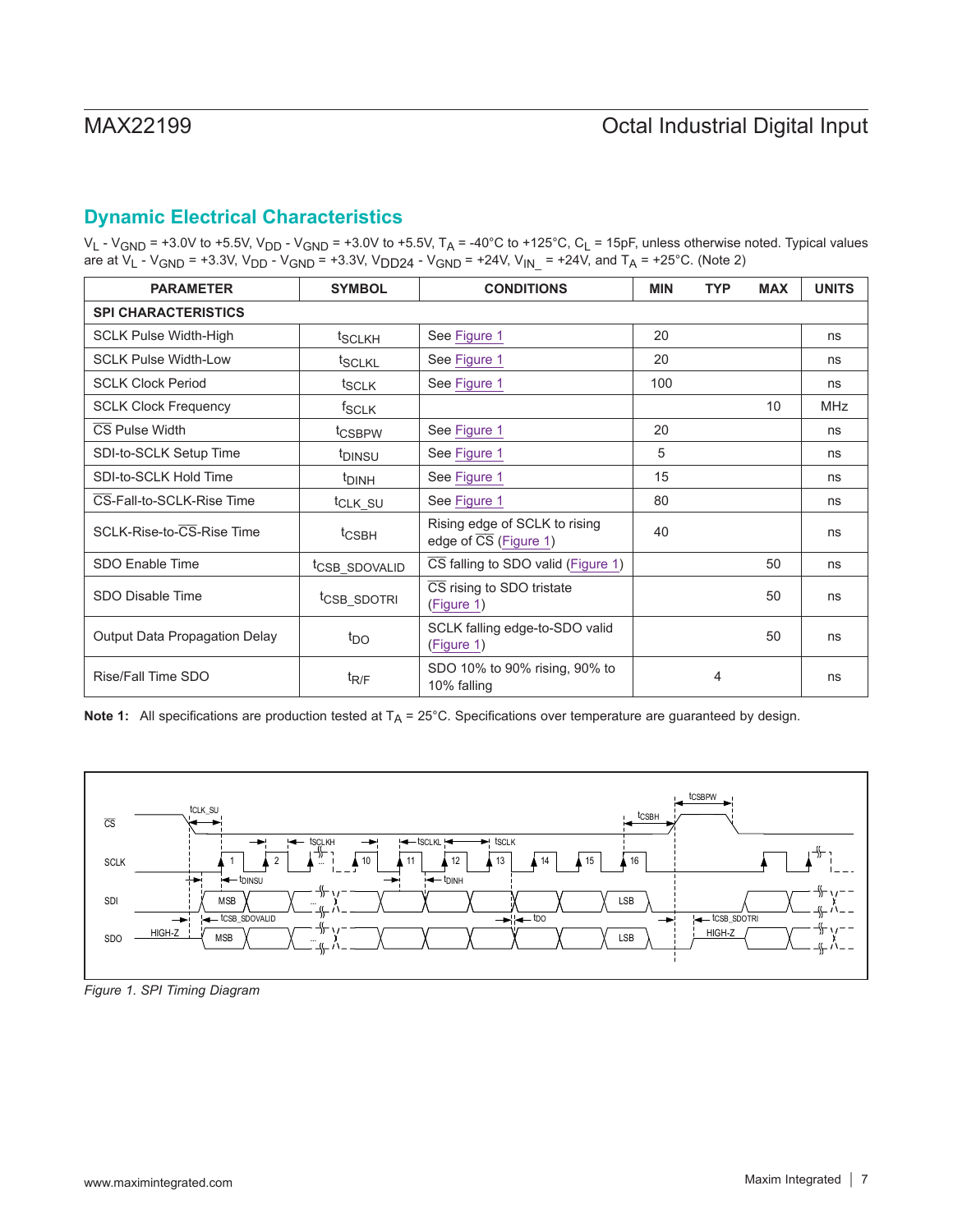## Dynamic Electrical Characteristics

$V_L - V_{GND}$ = +3.0V to +5.5V, $V_{DD} - V_{GND}$ = +3.0V to +5.5V, $T_A$ = -40°C to +125°C, $C_L$ = 15pF, unless otherwise noted. Typical values are at $V_L - V_{GND}$ = +3.3V, $V_{DD} - V_{GND}$ = +3.3V, $V_{DD24} - V_{GND}$ = +24V, $V_{IN\_}$ = +24V, and $T_A$ = +25°C. (Note 2)

| PARAMETER | SYMBOL | CONDITIONS | MIN | TYP | MAX | UNITS |
|---|---|---|---|---|---|---|
| **SPI CHARACTERISTICS** | | | | | | |
| SCLK Pulse Width-High | $t_{SCLKH}$ | See Figure 1 | 20 | | | ns |
| SCLK Pulse Width-Low | $t_{SCLKL}$ | See Figure 1 | 20 | | | ns |
| SCLK Clock Period | $t_{SCLK}$ | See Figure 1 | 100 | | | ns |
| SCLK Clock Frequency | $f_{SCLK}$ | | | | 10 | MHz |
| $\overline{CS}$ Pulse Width | $t_{CSBPW}$ | See Figure 1 | 20 | | | ns |
| SDI-to-SCLK Setup Time | $t_{DINSU}$ | See Figure 1 | 5 | | | ns |
| SDI-to-SCLK Hold Time | $t_{DINH}$ | See Figure 1 | 15 | | | ns |
| $\overline{CS}$-Fall-to-SCLK-Rise Time | $t_{CLK\_SU}$ | See Figure 1 | 80 | | | ns |
| SCLK-Rise-to-$\overline{CS}$-Rise Time | $t_{CSBH}$ | Rising edge of SCLK to rising edge of $\overline{CS}$ (Figure 1) | 40 | | | ns |
| SDO Enable Time | $t_{CSB\_SDOVALID}$ | $\overline{CS}$ falling to SDO valid (Figure 1) | | | 50 | ns |
| SDO Disable Time | $t_{CSB\_SDOTRI}$ | $\overline{CS}$ rising to SDO tristate (Figure 1) | | | 50 | ns |
| Output Data Propagation Delay | $t_{DO}$ | SCLK falling edge-to-SDO valid (Figure 1) | | | 50 | ns |
| Rise/Fall Time SDO | $t_{R/F}$ | SDO 10% to 90% rising, 90% to 10% falling | | 4 | | ns |

**Note 1:** All specifications are production tested at $T_A$ = 25°C. Specifications over temperature are guaranteed by design.

$\overline{CS}$
SCLK
SDI
SDO
$t_{CLK\_SU}$
$t_{SCLKH}$
$t_{SCLKL}$
$t_{SCLK}$
$t_{CSBH}$
$t_{CSBPW}$
$t_{DINSU}$
$t_{DINH}$
$t_{CSB\_SDOVALID}$
$t_{DO}$
$t_{CSB\_SDOTRI}$
1 2 10 11 12 13 14 15 16
MSB
LSB
HIGH-Z
MSB
LSB
HIGH-Z

*Figure 1. SPI Timing Diagram*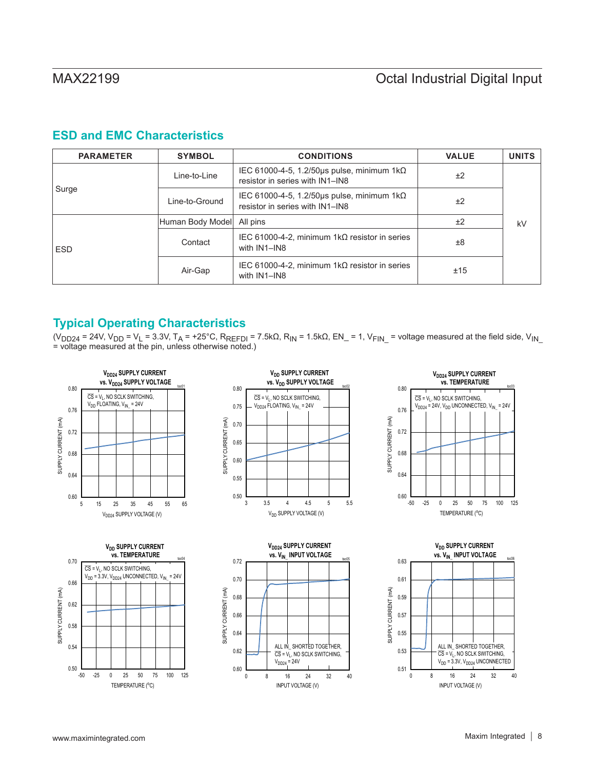## ESD and EMC Characteristics

| PARAMETER | SYMBOL | CONDITIONS | VALUE | UNITS |
|---|---|---|---|---|
| Surge | Line-to-Line | IEC 61000-4-5, 1.2/50µs pulse, minimum 1kΩ resistor in series with IN1–IN8 | ±2 | kV |
| | Line-to-Ground | IEC 61000-4-5, 1.2/50µs pulse, minimum 1kΩ resistor in series with IN1–IN8 | ±2 | |
| ESD | Human Body Model | All pins | ±2 | |
| | Contact | IEC 61000-4-2, minimum 1kΩ resistor in series with IN1–IN8 | ±8 | |
| | Air-Gap | IEC 61000-4-2, minimum 1kΩ resistor in series with IN1–IN8 | ±15 | |

## Typical Operating Characteristics

($V_{DD24}$ = 24V, $V_{DD}$ = $V_L$ = 3.3V, $T_A$ = +25°C, $R_{REFDI}$ = 7.5kΩ, $R_{IN}$ = 1.5kΩ, EN_ = 1, $V_{FIN\_}$ = voltage measured at the field side, $V_{IN\_}$ = voltage measured at the pin, unless otherwise noted.)

$V_{DD24}$ SUPPLY CURRENT vs. $V_{DD24}$ SUPPLY VOLTAGE
toc01
$\overline{CS}$ = $V_L$, NO SCLK SWITCHING, $V_{DD}$ FLOATING, $V_{IN\_}$ = 24V
SUPPLY CURRENT (mA)
0.60, 0.64, 0.68, 0.72, 0.76, 0.80
$V_{DD24}$ SUPPLY VOLTAGE (V)
5, 15, 25, 35, 45, 55, 65

$V_{DD}$ SUPPLY CURRENT vs. $V_{DD}$ SUPPLY VOLTAGE
toc02
$\overline{CS}$ = $V_L$, NO SCLK SWITCHING, $V_{DD24}$ FLOATING, $V_{IN\_}$ = 24V
SUPPLY CURRENT (mA)
0.50, 0.55, 0.60, 0.65, 0.70, 0.75, 0.80
$V_{DD}$ SUPPLY VOLTAGE (V)
3, 3.5, 4, 4.5, 5, 5.5

$V_{DD24}$ SUPPLY CURRENT vs. TEMPERATURE
toc03
$\overline{CS}$ = $V_L$, NO SCLK SWITCHING, $V_{DD24}$ = 24V, $V_{DD}$ UNCONNECTED, $V_{IN\_}$ = 24V
SUPPLY CURRENT (mA)
0.60, 0.64, 0.68, 0.72, 0.76, 0.80
TEMPERATURE (°C)
-50, -25, 0, 25, 50, 75, 100, 125

$V_{DD}$ SUPPLY CURRENT vs. TEMPERATURE
toc04
$\overline{CS}$ = $V_L$, NO SCLK SWITCHING, $V_{DD}$ = 3.3V, $V_{DD24}$ UNCONNECTED, $V_{IN\_}$ = 24V
SUPPLY CURRENT (mA)
0.50, 0.54, 0.58, 0.62, 0.66, 0.70
TEMPERATURE (°C)
-50, -25, 0, 25, 50, 75, 100, 125

$V_{DD24}$ SUPPLY CURRENT vs. $V_{IN\_}$ INPUT VOLTAGE
toc05
ALL IN_ SHORTED TOGETHER, $\overline{CS}$ = $V_L$, NO SCLK SWITCHING, $V_{DD24}$ = 24V
SUPPLY CURRENT (mA)
0.60, 0.62, 0.64, 0.66, 0.68, 0.70, 0.72
INPUT VOLTAGE (V)
0, 8, 16, 24, 32, 40

$V_{DD}$ SUPPLY CURRENT vs. $V_{IN\_}$ INPUT VOLTAGE
toc06
ALL IN_ SHORTED TOGETHER, $\overline{CS}$ = $V_L$, NO SCLK SWITCHING, $V_{DD}$ = 3.3V, $V_{DD24}$ UNCONNECTED
SUPPLY CURRENT (mA)
0.51, 0.53, 0.55, 0.57, 0.59, 0.61, 0.63
INPUT VOLTAGE (V)
0, 8, 16, 24, 32, 40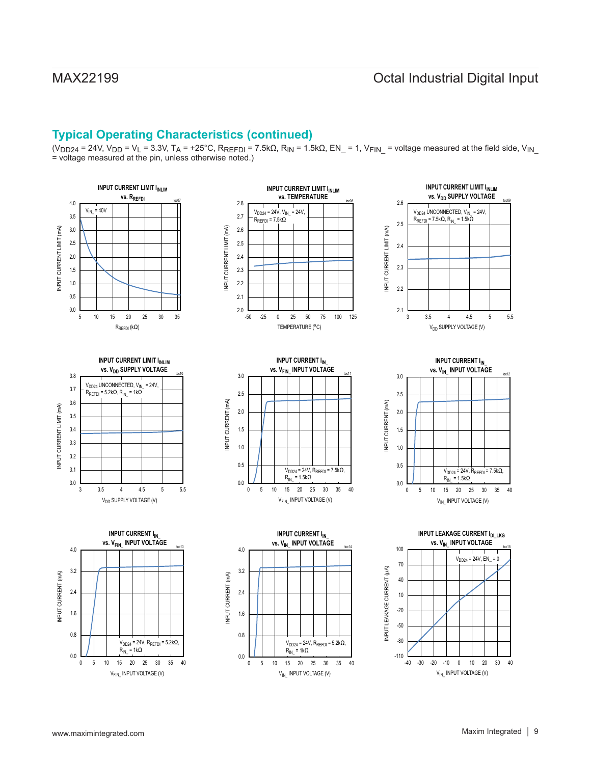## Typical Operating Characteristics (continued)

($V_{DD24}$ = 24V, $V_{DD}$ = $V_L$ = 3.3V, $T_A$ = +25°C, $R_{REFDI}$ = 7.5kΩ, $R_{IN}$ = 1.5kΩ, EN_ = 1, $V_{FIN\_}$ = voltage measured at the field side, $V_{IN\_}$ = voltage measured at the pin, unless otherwise noted.)

INPUT CURRENT LIMIT $I_{INLIM}$ vs. $R_{REFDI}$

toc07

$V_{IN\_}$ = 40V

INPUT CURRENT LIMIT (mA)

4.0 3.5 3.0 2.5 2.0 1.5 1.0 0.5 0.0

5 10 15 20 25 30 35

$R_{REFDI}$ (kΩ)

INPUT CURRENT LIMIT $I_{INLIM}$ vs. TEMPERATURE

toc08

$V_{DD24}$ = 24V, $V_{IN\_}$ = 24V, $R_{REFDI}$ = 7.5kΩ

INPUT CURRENT LIMIT (mA)

2.8 2.7 2.6 2.5 2.4 2.3 2.2 2.1 2.0

-50 -25 0 25 50 75 100 125

TEMPERATURE (°C)

INPUT CURRENT LIMIT $I_{INLIM}$ vs. $V_{DD}$ SUPPLY VOLTAGE

toc09

$V_{DD24}$ UNCONNECTED, $V_{IN\_}$ = 24V, $R_{REFDI}$ = 7.5kΩ, $R_{IN\_}$ = 1.5kΩ

INPUT CURRENT LIMIT (mA)

2.6 2.5 2.4 2.3 2.2 2.1

3 3.5 4 4.5 5 5.5

$V_{DD}$ SUPPLY VOLTAGE (V)

INPUT CURRENT LIMIT $I_{INLIM}$ vs. $V_{DD}$ SUPPLY VOLTAGE

toc10

$V_{DD24}$ UNCONNECTED, $V_{IN\_}$ = 24V, $R_{REFDI}$ = 5.2kΩ, $R_{IN\_}$ = 1kΩ

INPUT CURRENT LIMIT (mA)

3.8 3.7 3.6 3.5 3.4 3.3 3.2 3.1 3.0

3 3.5 4 4.5 5 5.5

$V_{DD}$ SUPPLY VOLTAGE (V)

INPUT CURRENT $I_{IN}$ vs. $V_{FIN\_}$ INPUT VOLTAGE

toc11

$V_{DD24}$ = 24V, $R_{REFDI}$ = 7.5kΩ, $R_{IN\_}$ = 1.5kΩ

INPUT CURRENT (mA)

3.0 2.5 2.0 1.5 1.0 0.5 0.0

0 5 10 15 20 25 30 35 40

$V_{FIN\_}$ INPUT VOLTAGE (V)

INPUT CURRENT $I_{IN}$ vs. $V_{IN\_}$ INPUT VOLTAGE

toc12

$V_{DD24}$ = 24V, $R_{REFDI}$ = 7.5kΩ, $R_{IN\_}$ = 1.5kΩ

INPUT CURRENT (mA)

3.0 2.5 2.0 1.5 1.0 0.5 0.0

0 5 10 15 20 25 30 35 40

$V_{IN\_}$ INPUT VOLTAGE (V)

INPUT CURRENT $I_{IN}$ vs. $V_{FIN\_}$ INPUT VOLTAGE

toc13

$V_{DD24}$ = 24V, $R_{REFDI}$ = 5.2kΩ, $R_{IN\_}$ = 1kΩ

INPUT CURRENT (mA)

4.0 3.2 2.4 1.6 0.8 0.0

0 5 10 15 20 25 30 35 40

$V_{FIN\_}$ INPUT VOLTAGE (V)

INPUT CURRENT $I_{IN}$ vs. $V_{IN\_}$ INPUT VOLTAGE

toc14

$V_{DD24}$ = 24V, $R_{REFDI}$ = 5.2kΩ, $R_{IN\_}$ = 1kΩ

INPUT CURRENT (mA)

4.0 3.2 2.4 1.6 0.8 0.0

0 5 10 15 20 25 30 35 40

$V_{IN\_}$ INPUT VOLTAGE (V)

INPUT LEAKAGE CURRENT $I_{DI\_LKG}$ vs. $V_{IN}$ INPUT VOLTAGE

toc15

$V_{DD24}$ = 24V, EN_ = 0

INPUT LEAKAGE CURRENT (µA)

100 70 40 10 -20 -50 -80 -110

-40 -30 -20 -10 0 10 20 30 40

$V_{IN\_}$ INPUT VOLTAGE (V)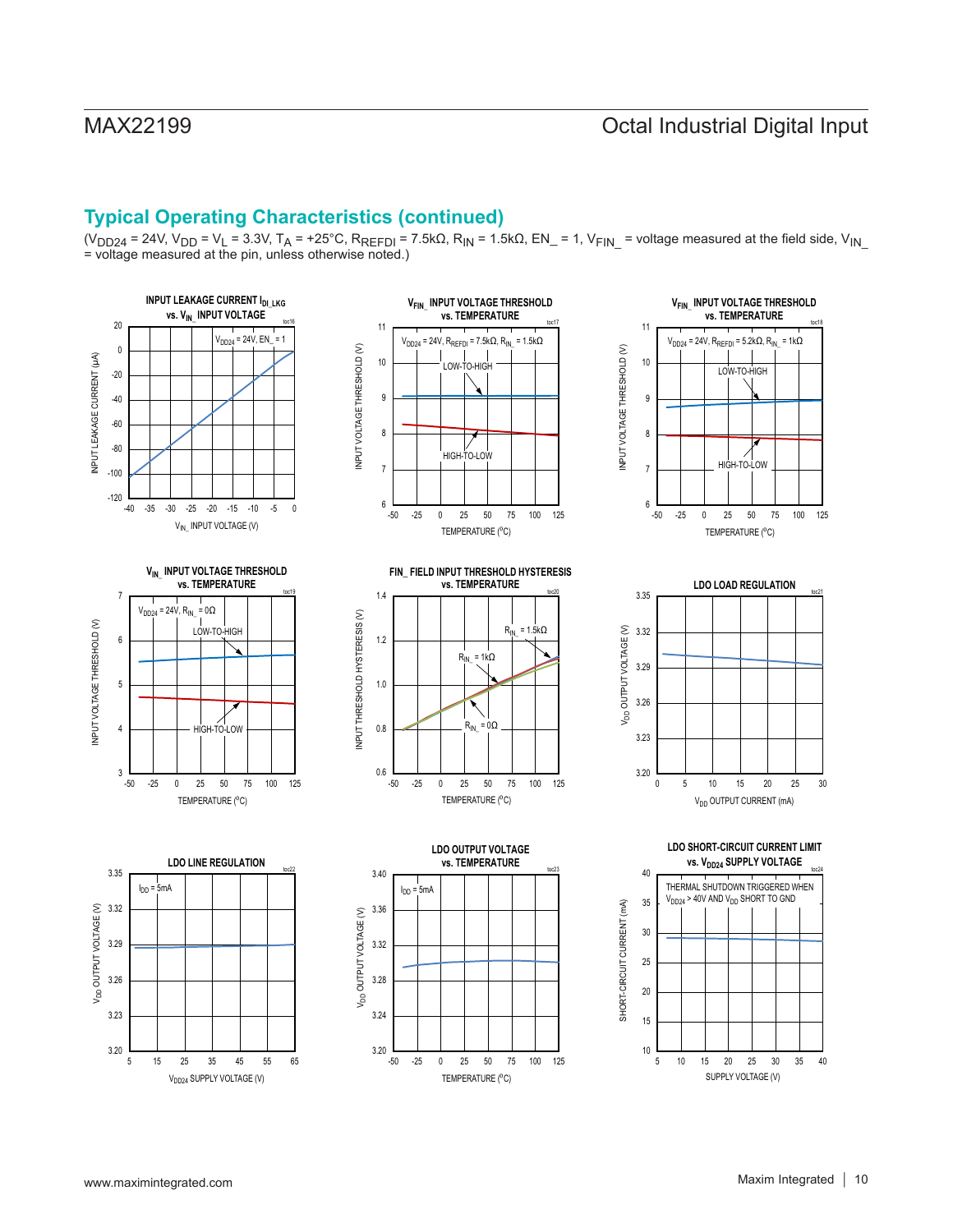## Typical Operating Characteristics (continued)

($V_{DD24}$ = 24V, $V_{DD}$ = $V_L$ = 3.3V, $T_A$ = +25°C, $R_{REFDI}$ = 7.5kΩ, $R_{IN}$ = 1.5kΩ, EN_ = 1, $V_{FIN\_}$ = voltage measured at the field side, $V_{IN\_}$ = voltage measured at the pin, unless otherwise noted.)

INPUT LEAKAGE CURRENT $I_{DI\_LKG}$ vs. $V_{IN\_}$ INPUT VOLTAGE
toc16
$V_{DD24}$ = 24V, EN_ = 1
INPUT LEAKAGE CURRENT (µA)
20, 0, -20, -40, -60, -80, -100, -120
$V_{IN\_}$ INPUT VOLTAGE (V)
-40, -35, -30, -25, -20, -15, -10, -5, 0

$V_{FIN\_}$ INPUT VOLTAGE THRESHOLD vs. TEMPERATURE
toc17
$V_{DD24}$ = 24V, $R_{REFDI}$ = 7.5kΩ, $R_{IN\_}$ = 1.5kΩ
LOW-TO-HIGH
HIGH-TO-LOW
INPUT VOLTAGE THRESHOLD (V)
11, 10, 9, 8, 7, 6
TEMPERATURE (°C)
-50, -25, 0, 25, 50, 75, 100, 125

$V_{FIN\_}$ INPUT VOLTAGE THRESHOLD vs. TEMPERATURE
toc18
$V_{DD24}$ = 24V, $R_{REFDI}$ = 5.2kΩ, $R_{IN\_}$ = 1kΩ
LOW-TO-HIGH
HIGH-TO-LOW
INPUT VOLTAGE THRESHOLD (V)
11, 10, 9, 8, 7, 6
TEMPERATURE (°C)
-50, -25, 0, 25, 50, 75, 100, 125

$V_{IN\_}$ INPUT VOLTAGE THRESHOLD vs. TEMPERATURE
toc19
$V_{DD24}$ = 24V, $R_{IN\_}$ = 0Ω
LOW-TO-HIGH
HIGH-TO-LOW
INPUT VOLTAGE THRESHOLD (V)
7, 6, 5, 4, 3
TEMPERATURE (°C)
-50, -25, 0, 25, 50, 75, 100, 125

FIN_ FIELD INPUT THRESHOLD HYSTERESIS vs. TEMPERATURE
toc20
$R_{IN\_}$ = 1.5kΩ
$R_{IN\_}$ = 1kΩ
$R_{IN\_}$ = 0Ω
INPUT THRESHOLD HYSTERESIS (V)
1.4, 1.2, 1.0, 0.8, 0.6
TEMPERATURE (°C)
-50, -25, 0, 25, 50, 75, 100, 125

LDO LOAD REGULATION
toc21
$V_{DD}$ OUTPUT VOLTAGE (V)
3.35, 3.32, 3.29, 3.26, 3.23, 3.20
$V_{DD}$ OUTPUT CURRENT (mA)
0, 5, 10, 15, 20, 25, 30

LDO LINE REGULATION
toc22
$I_{DD}$ = 5mA
$V_{DD}$ OUTPUT VOLTAGE (V)
3.35, 3.32, 3.29, 3.26, 3.23, 3.20
$V_{DD24}$ SUPPLY VOLTAGE (V)
5, 15, 25, 35, 45, 55, 65

LDO OUTPUT VOLTAGE vs. TEMPERATURE
toc23
$I_{DD}$ = 5mA
$V_{DD}$ OUTPUT VOLTAGE (V)
3.40, 3.36, 3.32, 3.28, 3.24, 3.20
TEMPERATURE (°C)
-50, -25, 0, 25, 50, 75, 100, 125

LDO SHORT-CIRCUIT CURRENT LIMIT vs. $V_{DD24}$ SUPPLY VOLTAGE
toc24
THERMAL SHUTDOWN TRIGGERED WHEN $V_{DD24}$ > 40V AND $V_{DD}$ SHORT TO GND
SHORT-CIRCUIT CURRENT (mA)
40, 35, 30, 25, 20, 15, 10
SUPPLY VOLTAGE (V)
5, 10, 15, 20, 25, 30, 35, 40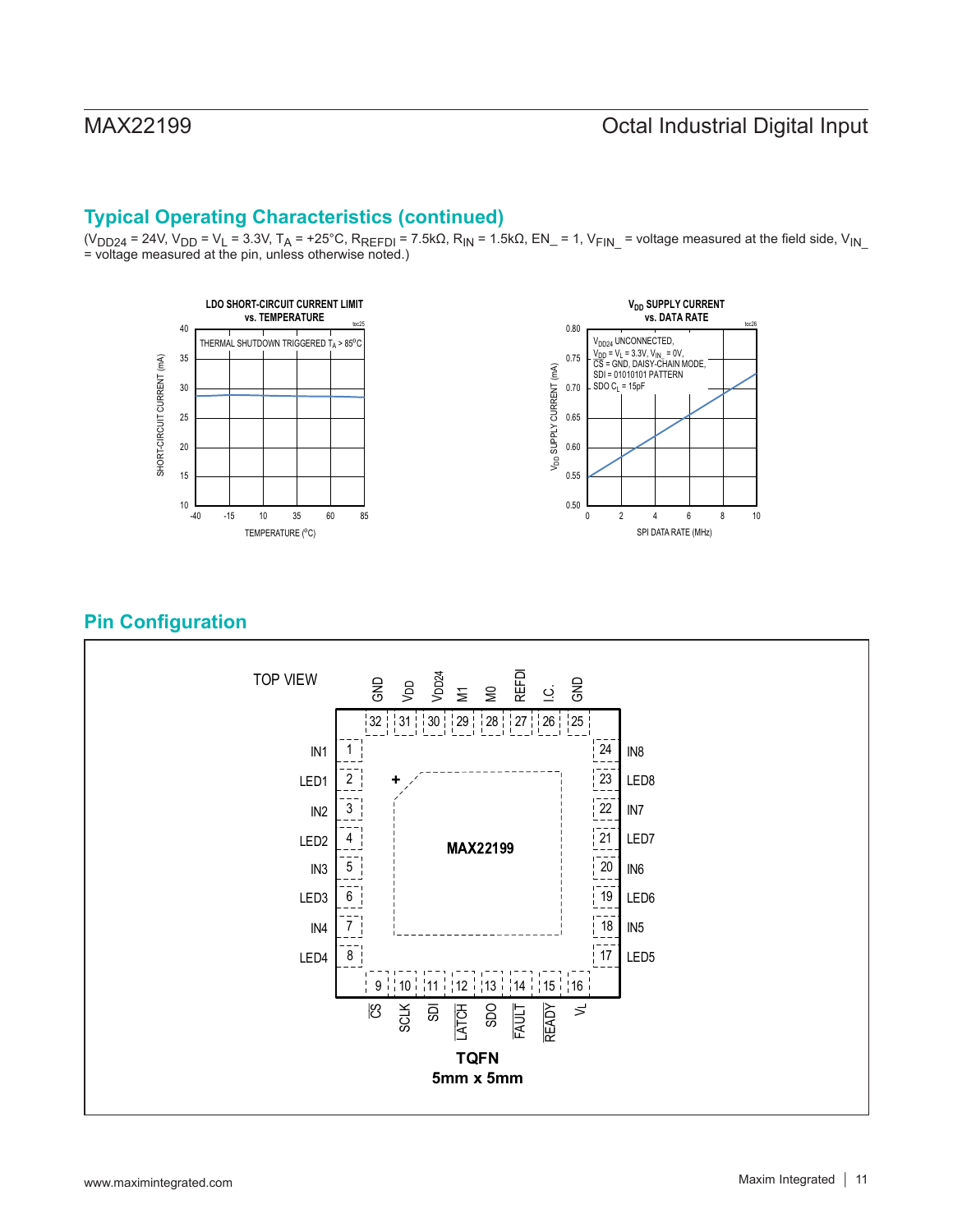## Typical Operating Characteristics (continued)

($V_{DD24}$ = 24V, $V_{DD}$ = $V_L$ = 3.3V, $T_A$ = +25°C, $R_{REFDI}$ = 7.5kΩ, $R_{IN}$ = 1.5kΩ, EN_ = 1, $V_{FIN\_}$ = voltage measured at the field side, $V_{IN\_}$ = voltage measured at the pin, unless otherwise noted.)

LDO SHORT-CIRCUIT CURRENT LIMIT
vs. TEMPERATURE

toc25

THERMAL SHUTDOWN TRIGGERED $T_A$ > 85°C

SHORT-CIRCUIT CURRENT (mA)

40
35
30
25
20
15
10

-40
-15
10
35
60
85

TEMPERATURE (°C)

$V_{DD}$ SUPPLY CURRENT
vs. DATA RATE

toc26

$V_{DD24}$ UNCONNECTED,
$V_{DD}$ = $V_L$ = 3.3V, $V_{IN\_}$ = 0V,
CS = GND, DAISY-CHAIN MODE,
SDI = 01010101 PATTERN
SDO $C_L$ = 15pF

$V_{DD}$ SUPPLY CURRENT (mA)

0.80
0.75
0.70
0.65
0.60
0.55
0.50

0
2
4
6
8
10

SPI DATA RATE (MHz)

## Pin Configuration

TOP VIEW

32 GND
31 VDD
30 VDD24
29 M1
28 M0
27 REFDI
26 I.C.
25 GND

1 IN1
2 LED1
3 IN2
4 LED2
5 IN3
6 LED3
7 IN4
8 LED4

24 IN8
23 LED8
22 IN7
21 LED7
20 IN6
19 LED6
18 IN5
17 LED5

9 CS
10 SCLK
11 SDI
12 LATCH
13 SDO
14 FAULT
15 READY
16 VL

+

MAX22199

**TQFN**
**5mm x 5mm**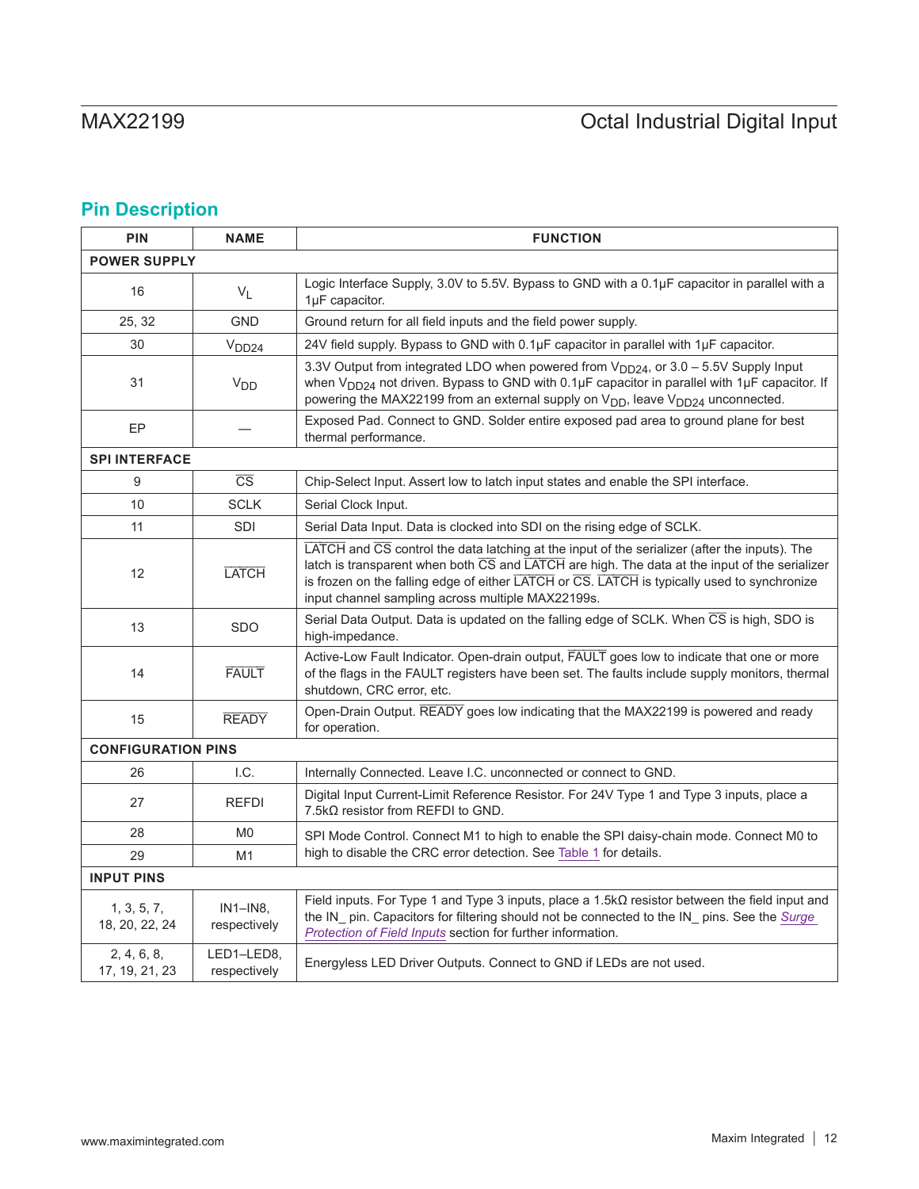## Pin Description

| PIN | NAME | FUNCTION |
|---|---|---|
| **POWER SUPPLY** | | |
| 16 | $V_L$ | Logic Interface Supply, 3.0V to 5.5V. Bypass to GND with a 0.1µF capacitor in parallel with a 1µF capacitor. |
| 25, 32 | GND | Ground return for all field inputs and the field power supply. |
| 30 | $V_{DD24}$ | 24V field supply. Bypass to GND with 0.1µF capacitor in parallel with 1µF capacitor. |
| 31 | $V_{DD}$ | 3.3V Output from integrated LDO when powered from $V_{DD24}$, or 3.0 – 5.5V Supply Input when $V_{DD24}$ not driven. Bypass to GND with 0.1µF capacitor in parallel with 1µF capacitor. If powering the MAX22199 from an external supply on $V_{DD}$, leave $V_{DD24}$ unconnected. |
| EP | — | Exposed Pad. Connect to GND. Solder entire exposed pad area to ground plane for best thermal performance. |
| **SPI INTERFACE** | | |
| 9 | $\overline{\text{CS}}$ | Chip-Select Input. Assert low to latch input states and enable the SPI interface. |
| 10 | SCLK | Serial Clock Input. |
| 11 | SDI | Serial Data Input. Data is clocked into SDI on the rising edge of SCLK. |
| 12 | $\overline{\text{LATCH}}$ | $\overline{\text{LATCH}}$ and $\overline{\text{CS}}$ control the data latching at the input of the serializer (after the inputs). The latch is transparent when both $\overline{\text{CS}}$ and $\overline{\text{LATCH}}$ are high. The data at the input of the serializer is frozen on the falling edge of either $\overline{\text{LATCH}}$ or $\overline{\text{CS}}$. $\overline{\text{LATCH}}$ is typically used to synchronize input channel sampling across multiple MAX22199s. |
| 13 | SDO | Serial Data Output. Data is updated on the falling edge of SCLK. When $\overline{\text{CS}}$ is high, SDO is high-impedance. |
| 14 | $\overline{\text{FAULT}}$ | Active-Low Fault Indicator. Open-drain output, $\overline{\text{FAULT}}$ goes low to indicate that one or more of the flags in the FAULT registers have been set. The faults include supply monitors, thermal shutdown, CRC error, etc. |
| 15 | $\overline{\text{READY}}$ | Open-Drain Output. $\overline{\text{READY}}$ goes low indicating that the MAX22199 is powered and ready for operation. |
| **CONFIGURATION PINS** | | |
| 26 | I.C. | Internally Connected. Leave I.C. unconnected or connect to GND. |
| 27 | REFDI | Digital Input Current-Limit Reference Resistor. For 24V Type 1 and Type 3 inputs, place a 7.5kΩ resistor from REFDI to GND. |
| 28 | M0 | SPI Mode Control. Connect M1 to high to enable the SPI daisy-chain mode. Connect M0 to high to disable the CRC error detection. See Table 1 for details. |
| 29 | M1 | |
| **INPUT PINS** | | |
| 1, 3, 5, 7, 18, 20, 22, 24 | IN1–IN8, respectively | Field inputs. For Type 1 and Type 3 inputs, place a 1.5kΩ resistor between the field input and the IN_ pin. Capacitors for filtering should not be connected to the IN_ pins. See the *Surge Protection of Field Inputs* section for further information. |
| 2, 4, 6, 8, 17, 19, 21, 23 | LED1–LED8, respectively | Energyless LED Driver Outputs. Connect to GND if LEDs are not used. |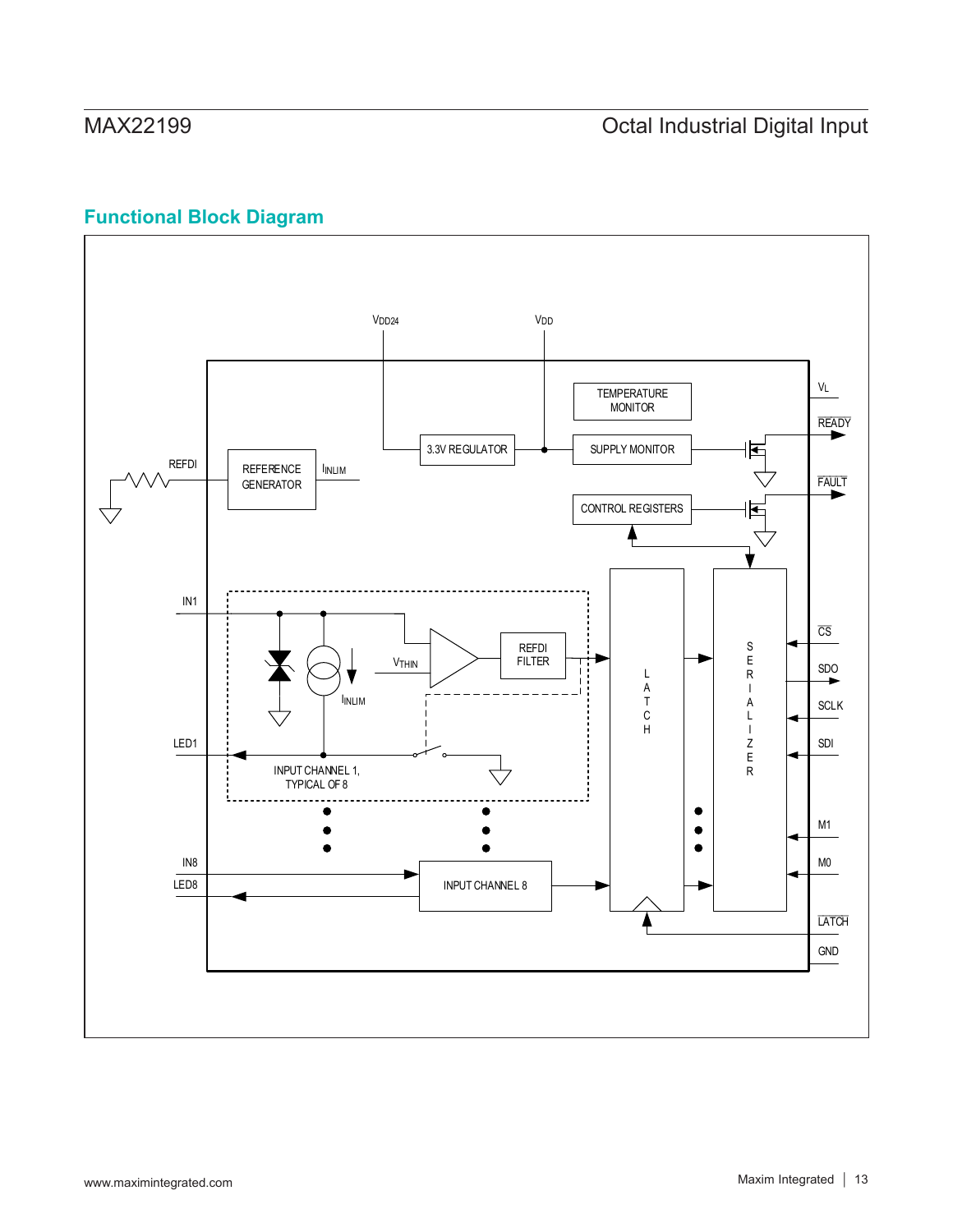## Functional Block Diagram

VDD24
VDD
TEMPERATURE MONITOR
VL
READY
3.3V REGULATOR
SUPPLY MONITOR
REFDI
REFERENCE GENERATOR
IINLIM
FAULT
CONTROL REGISTERS
IN1
VTHIN
REFDI FILTER
IINLIM
LATCH
SERIALIZER
CS
SDO
SCLK
SDI
LED1
INPUT CHANNEL 1, TYPICAL OF 8
M1
IN8
LED8
INPUT CHANNEL 8
M0
LATCH
GND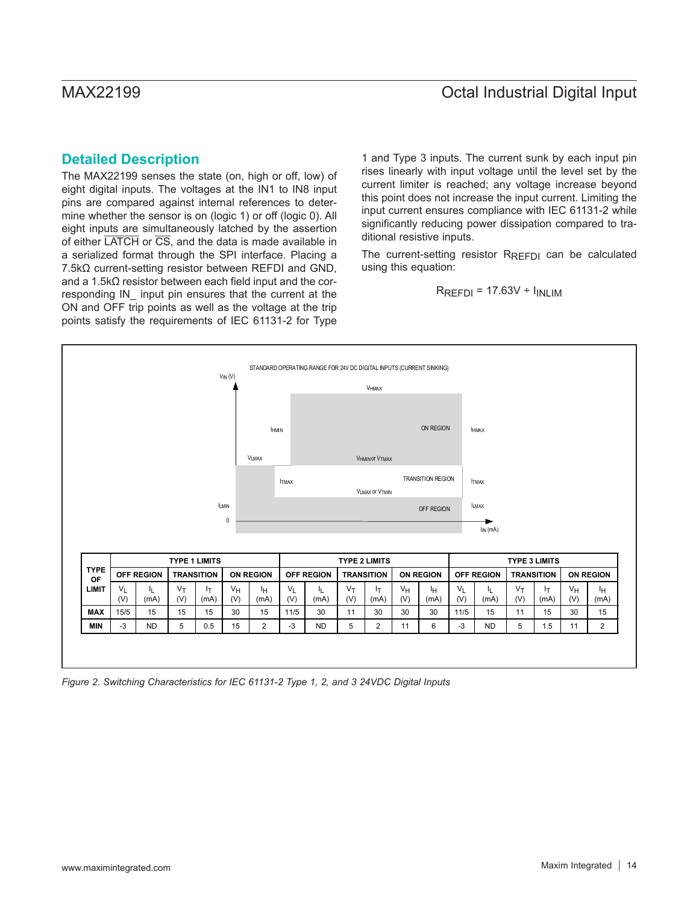## Detailed Description

The MAX22199 senses the state (on, high or off, low) of eight digital inputs. The voltages at the IN1 to IN8 input pins are compared against internal references to determine whether the sensor is on (logic 1) or off (logic 0). All eight inputs are simultaneously latched by the assertion of either $\overline{\text{LATCH}}$ or $\overline{\text{CS}}$, and the data is made available in a serialized format through the SPI interface. Placing a 7.5kΩ current-setting resistor between REFDI and GND, and a 1.5kΩ resistor between each field input and the corresponding IN_ input pin ensures that the current at the ON and OFF trip points as well as the voltage at the trip points satisfy the requirements of IEC 61131-2 for Type 1 and Type 3 inputs. The current sunk by each input pin rises linearly with input voltage until the level set by the current limiter is reached; any voltage increase beyond this point does not increase the input current. Limiting the input current ensures compliance with IEC 61131-2 while significantly reducing power dissipation compared to traditional resistive inputs.

The current-setting resistor $R_{REFDI}$ can be calculated using this equation:

$$R_{REFDI} = 17.63V \div I_{INLIM}$$

STANDARD OPERATING RANGE FOR 24V DC DIGITAL INPUTS (CURRENT SINKING)

$V_{IN}$ (V)

$V_{HMAX}$

$I_{HMIN}$

ON REGION

$I_{HMAX}$

$V_{LMAX}$

$V_{HMIN}$ or $V_{TMAX}$

$I_{TMAX}$

TRANSITION REGION

$I_{TMAX}$

$V_{LMAX}$ or $V_{TMIN}$

$I_{LMIN}$

OFF REGION

$I_{LMAX}$

0

$I_{IN}$ (mA)

| TYPE OF LIMIT | TYPE 1 LIMITS | | | | | | TYPE 2 LIMITS | | | | | | TYPE 3 LIMITS | | | | | |
|---|---|---|---|---|---|---|---|---|---|---|---|---|---|---|---|---|---|---|
| | OFF REGION | | TRANSITION | | ON REGION | | OFF REGION | | TRANSITION | | ON REGION | | OFF REGION | | TRANSITION | | ON REGION | |
| | $V_L$ (V) | $I_L$ (mA) | $V_T$ (V) | $I_T$ (mA) | $V_H$ (V) | $I_H$ (mA) | $V_L$ (V) | $I_L$ (mA) | $V_T$ (V) | $I_T$ (mA) | $V_H$ (V) | $I_H$ (mA) | $V_L$ (V) | $I_L$ (mA) | $V_T$ (V) | $I_T$ (mA) | $V_H$ (V) | $I_H$ (mA) |
| MAX | 15/5 | 15 | 15 | 15 | 30 | 15 | 11/5 | 30 | 11 | 30 | 30 | 30 | 11/5 | 15 | 11 | 15 | 30 | 15 |
| MIN | -3 | ND | 5 | 0.5 | 15 | 2 | -3 | ND | 5 | 2 | 11 | 6 | -3 | ND | 5 | 1.5 | 11 | 2 |

*Figure 2. Switching Characteristics for IEC 61131-2 Type 1, 2, and 3 24VDC Digital Inputs*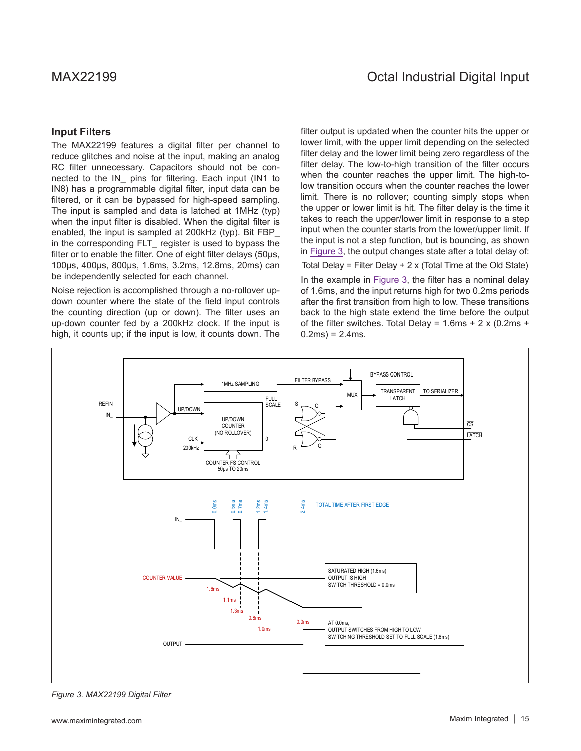## Input Filters

The MAX22199 features a digital filter per channel to reduce glitches and noise at the input, making an analog RC filter unnecessary. Capacitors should not be connected to the IN_ pins for filtering. Each input (IN1 to IN8) has a programmable digital filter, input data can be filtered, or it can be bypassed for high-speed sampling. The input is sampled and data is latched at 1MHz (typ) when the input filter is disabled. When the digital filter is enabled, the input is sampled at 200kHz (typ). Bit FBP_ in the corresponding FLT_ register is used to bypass the filter or to enable the filter. One of eight filter delays (50µs, 100µs, 400µs, 800µs, 1.6ms, 3.2ms, 12.8ms, 20ms) can be independently selected for each channel.

Noise rejection is accomplished through a no-rollover up-down counter where the state of the field input controls the counting direction (up or down). The filter uses an up-down counter fed by a 200kHz clock. If the input is high, it counts up; if the input is low, it counts down. The filter output is updated when the counter hits the upper or lower limit, with the upper limit depending on the selected filter delay and the lower limit being zero regardless of the filter delay. The low-to-high transition of the filter occurs when the counter reaches the upper limit. The high-to-low transition occurs when the counter reaches the lower limit. There is no rollover; counting simply stops when the upper or lower limit is hit. The filter delay is the time it takes to reach the upper/lower limit in response to a step input when the counter starts from the lower/upper limit. If the input is not a step function, but is bouncing, as shown in Figure 3, the output changes state after a total delay of:

Total Delay = Filter Delay + 2 x (Total Time at the Old State)

In the example in Figure 3, the filter has a nominal delay of 1.6ms, and the input returns high for two 0.2ms periods after the first transition from high to low. These transitions back to the high state extend the time before the output of the filter switches. Total Delay = 1.6ms + 2 x (0.2ms + 0.2ms) = 2.4ms.

REFIN
IN_
UP/DOWN
1MHz SAMPLING
FILTER BYPASS
BYPASS CONTROL
MUX
TRANSPARENT LATCH
TO SERIALIZER
FULL SCALE
S
Q̅
R
Q
UP/DOWN COUNTER (NO ROLLOVER)
CLK
200kHz
0
COUNTER FS CONTROL
50µs TO 20ms
CS̅
LATCH̅

0.0ms 0.5ms 0.7ms 1.2ms 1.4ms 2.4ms TOTAL TIME AFTER FIRST EDGE
IN_
COUNTER VALUE
1.6ms 1.1ms 1.3ms 0.8ms 1.0ms 0.0ms
SATURATED HIGH (1.6ms)
OUTPUT IS HIGH
SWITCH THRESHOLD = 0.0ms
AT 0.0ms,
OUTPUT SWITCHES FROM HIGH TO LOW
SWITCHING THRESHOLD SET TO FULL SCALE (1.6ms)
OUTPUT

*Figure 3. MAX22199 Digital Filter*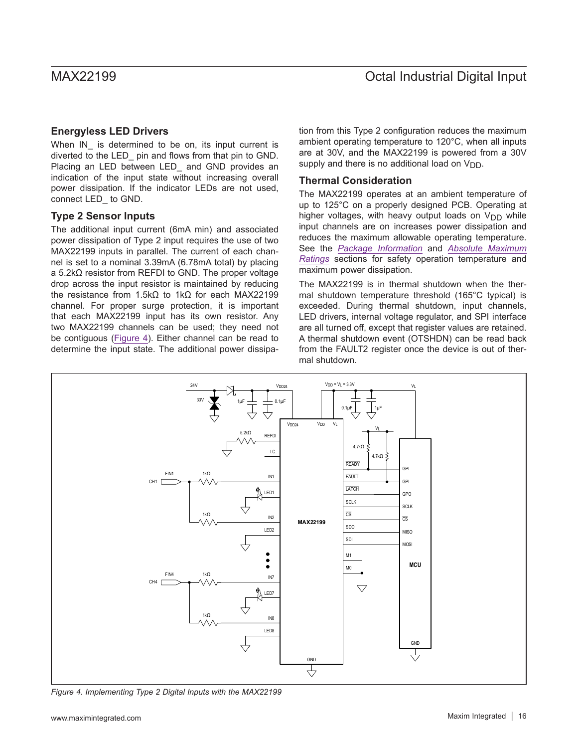## Energyless LED Drivers

When IN_ is determined to be on, its input current is diverted to the LED_ pin and flows from that pin to GND. Placing an LED between LED_ and GND provides an indication of the input state without increasing overall power dissipation. If the indicator LEDs are not used, connect LED_ to GND.

## Type 2 Sensor Inputs

The additional input current (6mA min) and associated power dissipation of Type 2 input requires the use of two MAX22199 inputs in parallel. The current of each channel is set to a nominal 3.39mA (6.78mA total) by placing a 5.2kΩ resistor from REFDI to GND. The proper voltage drop across the input resistor is maintained by reducing the resistance from 1.5kΩ to 1kΩ for each MAX22199 channel. For proper surge protection, it is important that each MAX22199 input has its own resistor. Any two MAX22199 channels can be used; they need not be contiguous (Figure 4). Either channel can be read to determine the input state. The additional power dissipation from this Type 2 configuration reduces the maximum ambient operating temperature to 120°C, when all inputs are at 30V, and the MAX22199 is powered from a 30V supply and there is no additional load on $V_{DD}$.

## Thermal Consideration

The MAX22199 operates at an ambient temperature of up to 125°C on a properly designed PCB. Operating at higher voltages, with heavy output loads on $V_{DD}$ while input channels are on increases power dissipation and reduces the maximum allowable operating temperature. See the *Package Information* and *Absolute Maximum Ratings* sections for safety operation temperature and maximum power dissipation.

The MAX22199 is in thermal shutdown when the thermal shutdown temperature threshold (165°C typical) is exceeded. During thermal shutdown, input channels, LED drivers, internal voltage regulator, and SPI interface are all turned off, except that register values are retained. A thermal shutdown event (OTSHDN) can be read back from the FAULT2 register once the device is out of thermal shutdown.

24V
33V
1µF
0.1µF
$V_{DD24}$
$V_{DD}$ = $V_L$ = 3.3V
0.1µF
1µF
$V_L$
5.2kΩ
REFDI
I.C.
4.7kΩ
4.7kΩ
FIN1
CH1
1kΩ
IN1
LED1
1kΩ
IN2
LED2
FIN4
CH4
1kΩ
IN7
LED7
1kΩ
IN8
LED8
MAX22199
GND
READY
FAULT
LATCH
SCLK
CS
SDO
SDI
M1
M0
GPI
GPI
GPO
SCLK
CS
MISO
MOSI
MCU
GND

*Figure 4. Implementing Type 2 Digital Inputs with the MAX22199*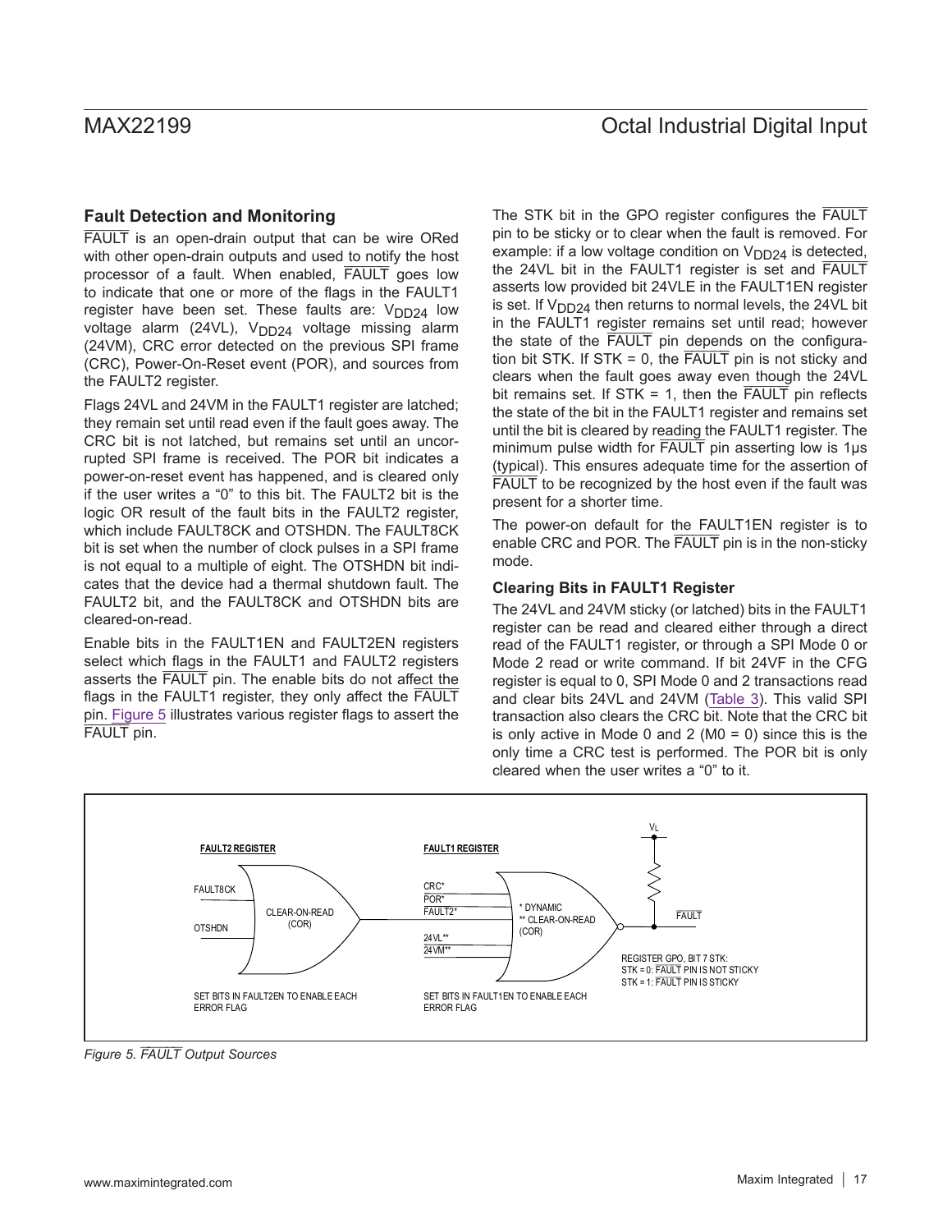## Fault Detection and Monitoring

$\overline{\text{FAULT}}$ is an open-drain output that can be wire ORed with other open-drain outputs and used to notify the host processor of a fault. When enabled, $\overline{\text{FAULT}}$ goes low to indicate that one or more of the flags in the FAULT1 register have been set. These faults are: $V_{DD24}$ low voltage alarm (24VL), $V_{DD24}$ voltage missing alarm (24VM), CRC error detected on the previous SPI frame (CRC), Power-On-Reset event (POR), and sources from the FAULT2 register.

Flags 24VL and 24VM in the FAULT1 register are latched; they remain set until read even if the fault goes away. The CRC bit is not latched, but remains set until an uncorrupted SPI frame is received. The POR bit indicates a power-on-reset event has happened, and is cleared only if the user writes a "0" to this bit. The FAULT2 bit is the logic OR result of the fault bits in the FAULT2 register, which include FAULT8CK and OTSHDN. The FAULT8CK bit is set when the number of clock pulses in a SPI frame is not equal to a multiple of eight. The OTSHDN bit indicates that the device had a thermal shutdown fault. The FAULT2 bit, and the FAULT8CK and OTSHDN bits are cleared-on-read.

Enable bits in the FAULT1EN and FAULT2EN registers select which flags in the FAULT1 and FAULT2 registers asserts the $\overline{\text{FAULT}}$ pin. The enable bits do not affect the flags in the FAULT1 register, they only affect the $\overline{\text{FAULT}}$ pin. Figure 5 illustrates various register flags to assert the $\overline{\text{FAULT}}$ pin.

The STK bit in the GPO register configures the $\overline{\text{FAULT}}$ pin to be sticky or to clear when the fault is removed. For example: if a low voltage condition on $V_{DD24}$ is detected, the 24VL bit in the FAULT1 register is set and $\overline{\text{FAULT}}$ asserts low provided bit 24VLE in the FAULT1EN register is set. If $V_{DD24}$ then returns to normal levels, the 24VL bit in the FAULT1 register remains set until read; however the state of the $\overline{\text{FAULT}}$ pin depends on the configuration bit STK. If STK = 0, the $\overline{\text{FAULT}}$ pin is not sticky and clears when the fault goes away even though the 24VL bit remains set. If STK = 1, then the $\overline{\text{FAULT}}$ pin reflects the state of the bit in the FAULT1 register and remains set until the bit is cleared by reading the FAULT1 register. The minimum pulse width for $\overline{\text{FAULT}}$ pin asserting low is 1µs (typical). This ensures adequate time for the assertion of $\overline{\text{FAULT}}$ to be recognized by the host even if the fault was present for a shorter time.

The power-on default for the FAULT1EN register is to enable CRC and POR. The $\overline{\text{FAULT}}$ pin is in the non-sticky mode.

### Clearing Bits in FAULT1 Register

The 24VL and 24VM sticky (or latched) bits in the FAULT1 register can be read and cleared either through a direct read of the FAULT1 register, or through a SPI Mode 0 or Mode 2 read or write command. If bit 24VF in the CFG register is equal to 0, SPI Mode 0 and 2 transactions read and clear bits 24VL and 24VM (Table 3). This valid SPI transaction also clears the CRC bit. Note that the CRC bit is only active in Mode 0 and 2 (M0 = 0) since this is the only time a CRC test is performed. The POR bit is only cleared when the user writes a "0" to it.

FAULT2 REGISTER
FAULT8CK
OTSHDN
CLEAR-ON-READ (COR)
SET BITS IN FAULT2EN TO ENABLE EACH ERROR FLAG

FAULT1 REGISTER
CRC*
POR*
FAULT2*
24VL**
24VM**
* DYNAMIC
** CLEAR-ON-READ (COR)
SET BITS IN FAULT1EN TO ENABLE EACH ERROR FLAG

$V_L$
$\overline{\text{FAULT}}$
REGISTER GPO, BIT 7 STK:
STK = 0: $\overline{\text{FAULT}}$ PIN IS NOT STICKY
STK = 1: $\overline{\text{FAULT}}$ PIN IS STICKY

*Figure 5. $\overline{\text{FAULT}}$ Output Sources*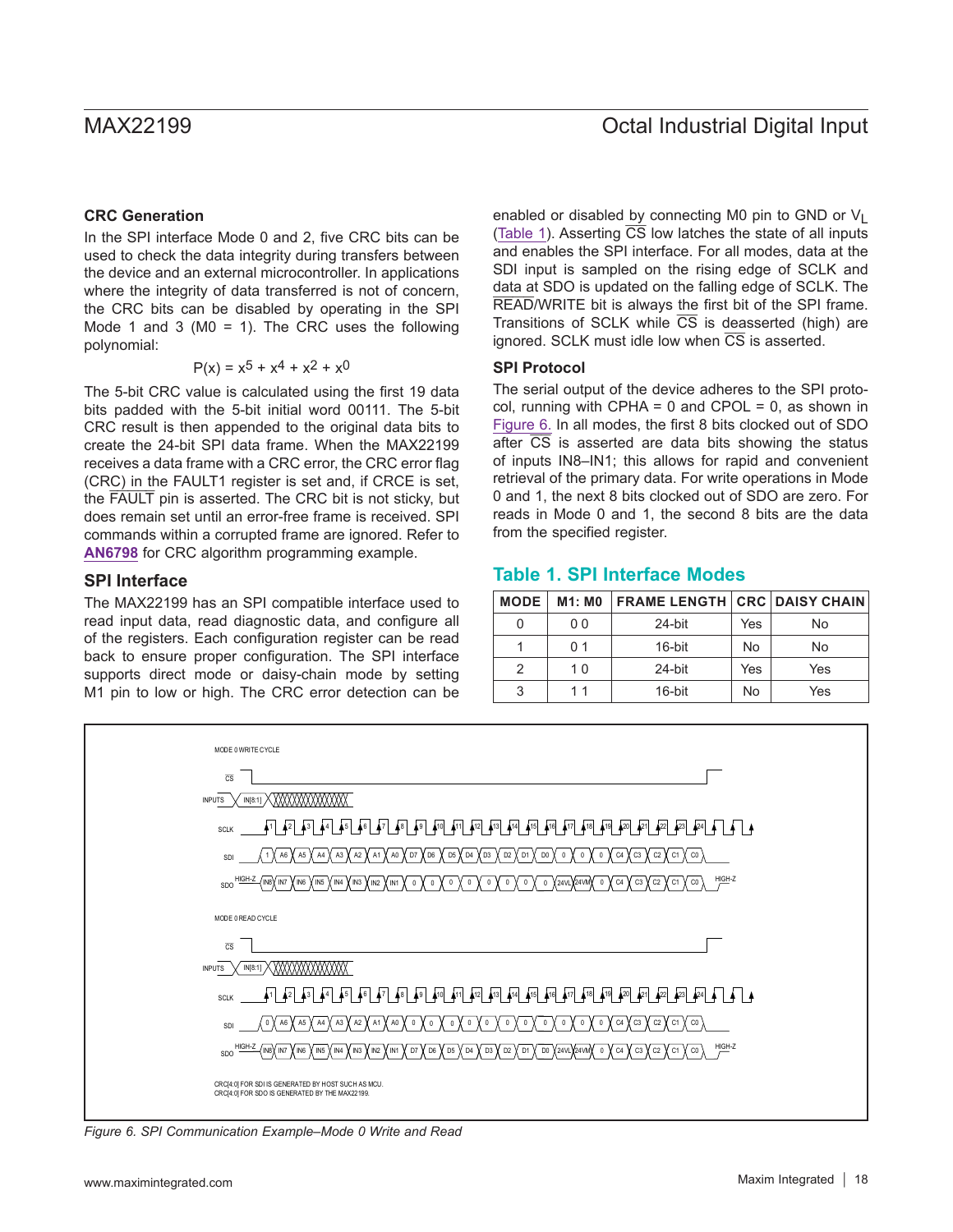### CRC Generation

In the SPI interface Mode 0 and 2, five CRC bits can be used to check the data integrity during transfers between the device and an external microcontroller. In applications where the integrity of data transferred is not of concern, the CRC bits can be disabled by operating in the SPI Mode 1 and 3 (M0 = 1). The CRC uses the following polynomial:

$$P(x) = x^5 + x^4 + x^2 + x^0$$

The 5-bit CRC value is calculated using the first 19 data bits padded with the 5-bit initial word 00111. The 5-bit CRC result is then appended to the original data bits to create the 24-bit SPI data frame. When the MAX22199 receives a data frame with a CRC error, the CRC error flag (CRC) in the FAULT1 register is set and, if CRCE is set, the $\overline{\text{FAULT}}$ pin is asserted. The CRC bit is not sticky, but does remain set until an error-free frame is received. SPI commands within a corrupted frame are ignored. Refer to **AN6798** for CRC algorithm programming example.

### SPI Interface

The MAX22199 has an SPI compatible interface used to read input data, read diagnostic data, and configure all of the registers. Each configuration register can be read back to ensure proper configuration. The SPI interface supports direct mode or daisy-chain mode by setting M1 pin to low or high. The CRC error detection can be enabled or disabled by connecting M0 pin to GND or $V_L$ (Table 1). Asserting $\overline{\text{CS}}$ low latches the state of all inputs and enables the SPI interface. For all modes, data at the SDI input is sampled on the rising edge of SCLK and data at SDO is updated on the falling edge of SCLK. The $\overline{\text{READ}}$/WRITE bit is always the first bit of the SPI frame. Transitions of SCLK while $\overline{\text{CS}}$ is deasserted (high) are ignored. SCLK must idle low when $\overline{\text{CS}}$ is asserted.

### SPI Protocol

The serial output of the device adheres to the SPI protocol, running with CPHA = 0 and CPOL = 0, as shown in Figure 6. In all modes, the first 8 bits clocked out of SDO after $\overline{\text{CS}}$ is asserted are data bits showing the status of inputs IN8–IN1; this allows for rapid and convenient retrieval of the primary data. For write operations in Mode 0 and 1, the next 8 bits clocked out of SDO are zero. For reads in Mode 0 and 1, the second 8 bits are the data from the specified register.

### Table 1. SPI Interface Modes

| MODE | M1: M0 | FRAME LENGTH | CRC | DAISY CHAIN |
|---|---|---|---|---|
| 0 | 0 0 | 24-bit | Yes | No |
| 1 | 0 1 | 16-bit | No | No |
| 2 | 1 0 | 24-bit | Yes | Yes |
| 3 | 1 1 | 16-bit | No | Yes |

MODE 0 WRITE CYCLE

SDI: 1, A6, A5, A4, A3, A2, A1, A0, D7, D6, D5, D4, D3, D2, D1, D0, 0, 0, 0, C4, C3, C2, C1, C0

SDO: HIGH-Z, IN8, IN7, IN6, IN5, IN4, IN3, IN2, IN1, 0, 0, 0, 0, 0, 0, 0, 0, 24VL, 24VM, 0, C4, C3, C2, C1, C0, HIGH-Z

MODE 0 READ CYCLE

SDI: 0, A6, A5, A4, A3, A2, A1, A0, 0, 0, 0, 0, 0, 0, 0, 0, 0, 0, 0, C4, C3, C2, C1, C0

SDO: HIGH-Z, IN8, IN7, IN6, IN5, IN4, IN3, IN2, IN1, D7, D6, D5, D4, D3, D2, D1, D0, 24VL, 24VM, 0, C4, C3, C2, C1, C0, HIGH-Z

CRC[4:0] FOR SDI IS GENERATED BY HOST SUCH AS MCU.
CRC[4:0] FOR SDO IS GENERATED BY THE MAX22199.

*Figure 6. SPI Communication Example–Mode 0 Write and Read*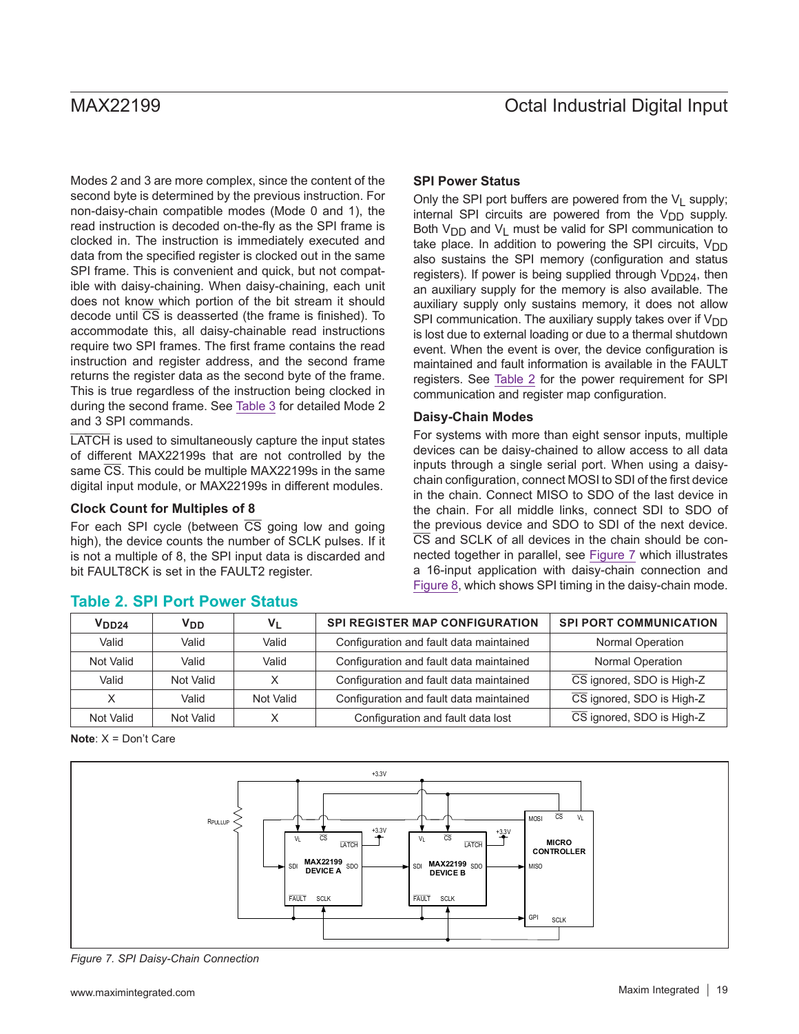Modes 2 and 3 are more complex, since the content of the second byte is determined by the previous instruction. For non-daisy-chain compatible modes (Mode 0 and 1), the read instruction is decoded on-the-fly as the SPI frame is clocked in. The instruction is immediately executed and data from the specified register is clocked out in the same SPI frame. This is convenient and quick, but not compatible with daisy-chaining. When daisy-chaining, each unit does not know which portion of the bit stream it should decode until CS is deasserted (the frame is finished). To accommodate this, all daisy-chainable read instructions require two SPI frames. The first frame contains the read instruction and register address, and the second frame returns the register data as the second byte of the frame. This is true regardless of the instruction being clocked in during the second frame. See Table 3 for detailed Mode 2 and 3 SPI commands.

LATCH is used to simultaneously capture the input states of different MAX22199s that are not controlled by the same CS. This could be multiple MAX22199s in the same digital input module, or MAX22199s in different modules.

### Clock Count for Multiples of 8

For each SPI cycle (between CS going low and going high), the device counts the number of SCLK pulses. If it is not a multiple of 8, the SPI input data is discarded and bit FAULT8CK is set in the FAULT2 register.

### SPI Power Status

Only the SPI port buffers are powered from the $V_L$ supply; internal SPI circuits are powered from the $V_{DD}$ supply. Both $V_{DD}$ and $V_L$ must be valid for SPI communication to take place. In addition to powering the SPI circuits, $V_{DD}$ also sustains the SPI memory (configuration and status registers). If power is being supplied through $V_{DD24}$, then an auxiliary supply for the memory is also available. The auxiliary supply only sustains memory, it does not allow SPI communication. The auxiliary supply takes over if $V_{DD}$ is lost due to external loading or due to a thermal shutdown event. When the event is over, the device configuration is maintained and fault information is available in the FAULT registers. See Table 2 for the power requirement for SPI communication and register map configuration.

### Daisy-Chain Modes

For systems with more than eight sensor inputs, multiple devices can be daisy-chained to allow access to all data inputs through a single serial port. When using a daisy-chain configuration, connect MOSI to SDI of the first device in the chain. Connect MISO to SDO of the last device in the chain. For all middle links, connect SDI to SDO of the previous device and SDO to SDI of the next device. CS and SCLK of all devices in the chain should be connected together in parallel, see Figure 7 which illustrates a 16-input application with daisy-chain connection and Figure 8, which shows SPI timing in the daisy-chain mode.

## Table 2. SPI Port Power Status

| $V_{DD24}$ | $V_{DD}$ | $V_L$ | SPI REGISTER MAP CONFIGURATION | SPI PORT COMMUNICATION |
|---|---|---|---|---|
| Valid | Valid | Valid | Configuration and fault data maintained | Normal Operation |
| Not Valid | Valid | Valid | Configuration and fault data maintained | Normal Operation |
| Valid | Not Valid | X | Configuration and fault data maintained | CS ignored, SDO is High-Z |
| X | Valid | Not Valid | Configuration and fault data maintained | CS ignored, SDO is High-Z |
| Not Valid | Not Valid | X | Configuration and fault data lost | CS ignored, SDO is High-Z |

**Note**: X = Don't Care

+3.3V
RPULLUP
VL
CS
LATCH
+3.3V
SDI
MAX22199
DEVICE A
SDO
FAULT
SCLK
VL
CS
LATCH
+3.3V
SDI
MAX22199
DEVICE B
SDO
FAULT
SCLK
MOSI
CS
VL
MICRO
CONTROLLER
MISO
GPI
SCLK

*Figure 7. SPI Daisy-Chain Connection*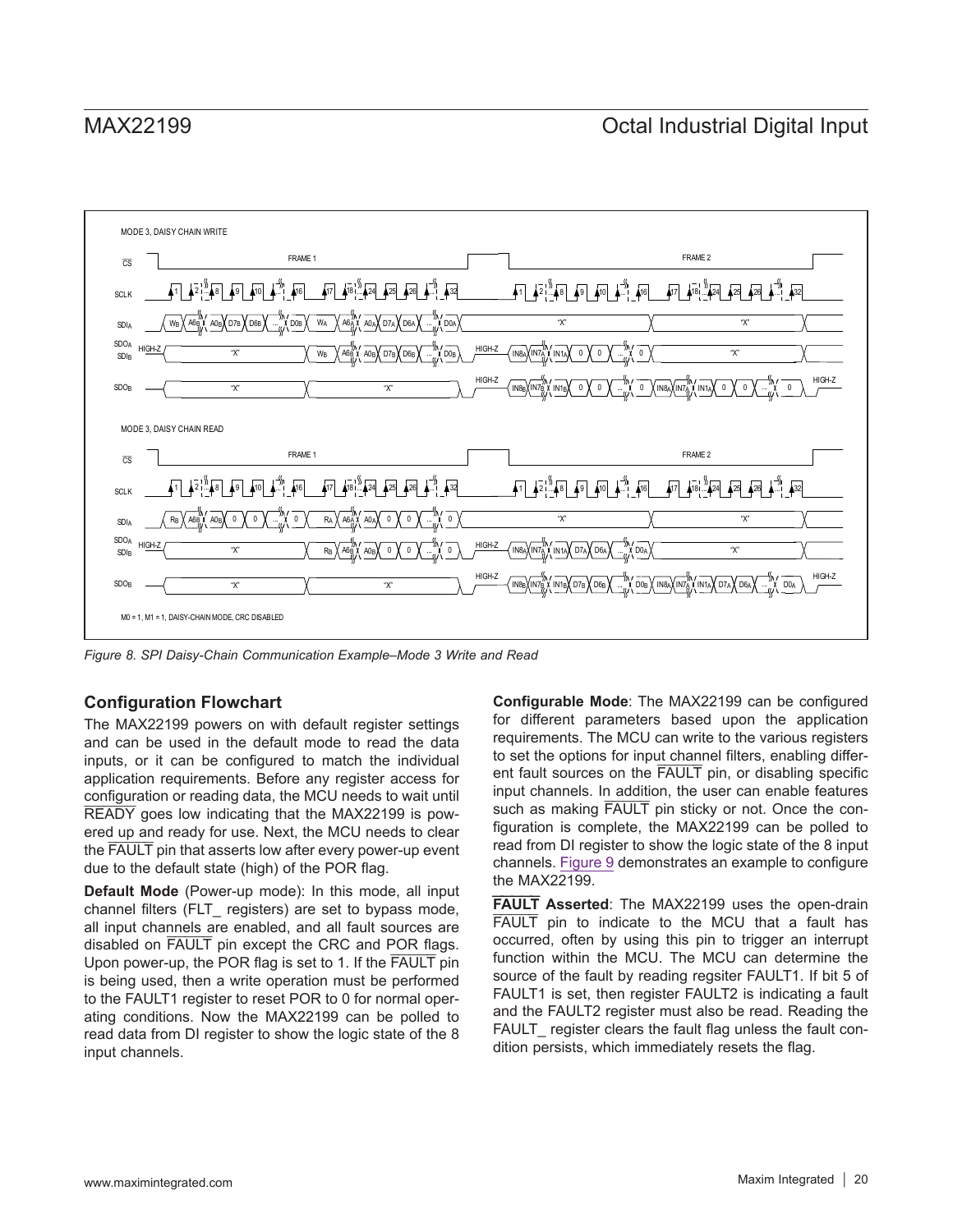MODE 3, DAISY CHAIN WRITE

FRAME 1

FRAME 2

$\overline{CS}$

SCLK

$SDI_A$

$SDO_A$ $SDI_B$

$SDO_B$

HIGH-Z

"X"

MODE 3, DAISY CHAIN READ

M0 = 1, M1 = 1, DAISY-CHAIN MODE, CRC DISABLED

*Figure 8. SPI Daisy-Chain Communication Example–Mode 3 Write and Read*

## Configuration Flowchart

The MAX22199 powers on with default register settings and can be used in the default mode to read the data inputs, or it can be configured to match the individual application requirements. Before any register access for configuration or reading data, the MCU needs to wait until $\overline{READY}$ goes low indicating that the MAX22199 is powered up and ready for use. Next, the MCU needs to clear the $\overline{FAULT}$ pin that asserts low after every power-up event due to the default state (high) of the POR flag.

**Default Mode** (Power-up mode): In this mode, all input channel filters (FLT_ registers) are set to bypass mode, all input channels are enabled, and all fault sources are disabled on $\overline{FAULT}$ pin except the CRC and POR flags. Upon power-up, the POR flag is set to 1. If the $\overline{FAULT}$ pin is being used, then a write operation must be performed to the FAULT1 register to reset POR to 0 for normal operating conditions. Now the MAX22199 can be polled to read data from DI register to show the logic state of the 8 input channels.

**Configurable Mode**: The MAX22199 can be configured for different parameters based upon the application requirements. The MCU can write to the various registers to set the options for input channel filters, enabling different fault sources on the $\overline{FAULT}$ pin, or disabling specific input channels. In addition, the user can enable features such as making $\overline{FAULT}$ pin sticky or not. Once the configuration is complete, the MAX22199 can be polled to read from DI register to show the logic state of the 8 input channels. Figure 9 demonstrates an example to configure the MAX22199.

**$\overline{FAULT}$ Asserted**: The MAX22199 uses the open-drain $\overline{FAULT}$ pin to indicate to the MCU that a fault has occurred, often by using this pin to trigger an interrupt function within the MCU. The MCU can determine the source of the fault by reading regsiter FAULT1. If bit 5 of FAULT1 is set, then register FAULT2 is indicating a fault and the FAULT2 register must also be read. Reading the FAULT_ register clears the fault flag unless the fault condition persists, which immediately resets the flag.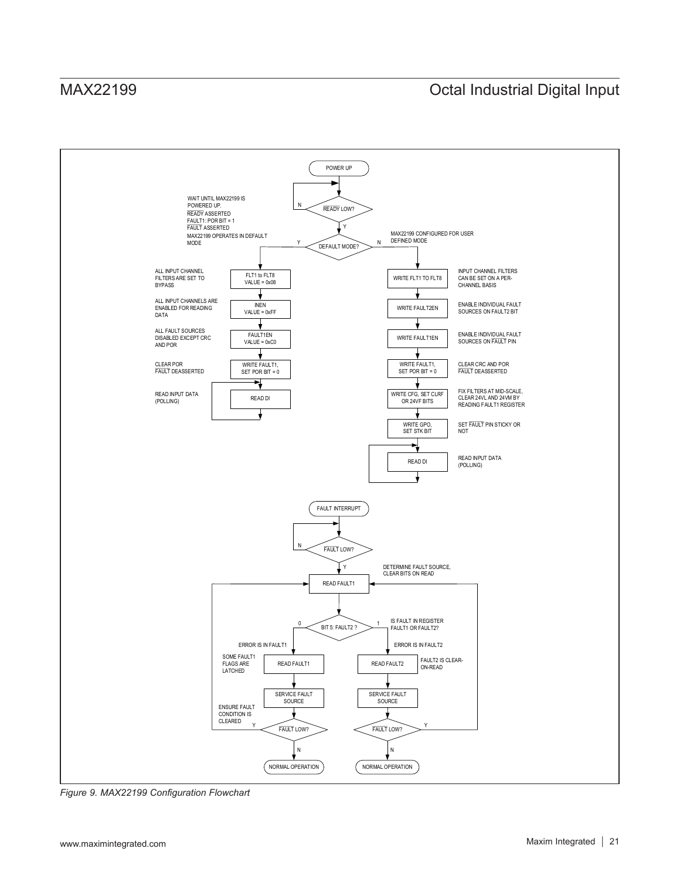POWER UP

WAIT UNTIL MAX22199 IS POWERED UP.
READY ASSERTED
FAULT1: POR BIT = 1
FAULT ASSERTED
MAX22199 OPERATES IN DEFAULT MODE

N

READY LOW?

Y

DEFAULT MODE?

Y

N

MAX22199 CONFIGURED FOR USER DEFINED MODE

ALL INPUT CHANNEL FILTERS ARE SET TO BYPASS

FLT1 to FLT8
VALUE = 0x08

ALL INPUT CHANNELS ARE ENABLED FOR READING DATA

INEN
VALUE = 0xFF

ALL FAULT SOURCES DISABLED EXCEPT CRC AND POR

FAULT1EN
VALUE = 0xC0

CLEAR POR
FAULT DEASSERTED

WRITE FAULT1,
SET POR BIT = 0

READ INPUT DATA (POLLING)

READ DI

WRITE FLT1 TO FLT8

INPUT CHANNEL FILTERS CAN BE SET ON A PER-CHANNEL BASIS

WRITE FAULT2EN

ENABLE INDIVIDUAL FAULT SOURCES ON FAULT2 BIT

WRITE FAULT1EN

ENABLE INDIVIDUAL FAULT SOURCES ON FAULT PIN

WRITE FAULT1,
SET POR BIT = 0

CLEAR CRC AND POR
FAULT DEASSERTED

WRITE CFG, SET CLRF OR 24VF BITS

FIX FILTERS AT MID-SCALE, CLEAR 24VL AND 24VM BY READING FAULT1 REGISTER

WRITE GPO,
SET STK BIT

SET FAULT PIN STICKY OR NOT

READ DI

READ INPUT DATA (POLLING)

FAULT INTERRUPT

N

FAULT LOW?

Y

DETERMINE FAULT SOURCE, CLEAR BITS ON READ

READ FAULT1

0

BIT 5: FAULT2 ?

1

IS FAULT IN REGISTER FAULT1 OR FAULT2?

ERROR IS IN FAULT1

ERROR IS IN FAULT2

SOME FAULT1 FLAGS ARE LATCHED

READ FAULT1

READ FAULT2

FAULT2 IS CLEAR-ON-READ

SERVICE FAULT SOURCE

SERVICE FAULT SOURCE

ENSURE FAULT CONDITION IS CLEARED

Y

FAULT LOW?

FAULT LOW?

Y

N

N

NORMAL OPERATION

NORMAL OPERATION

*Figure 9. MAX22199 Configuration Flowchart*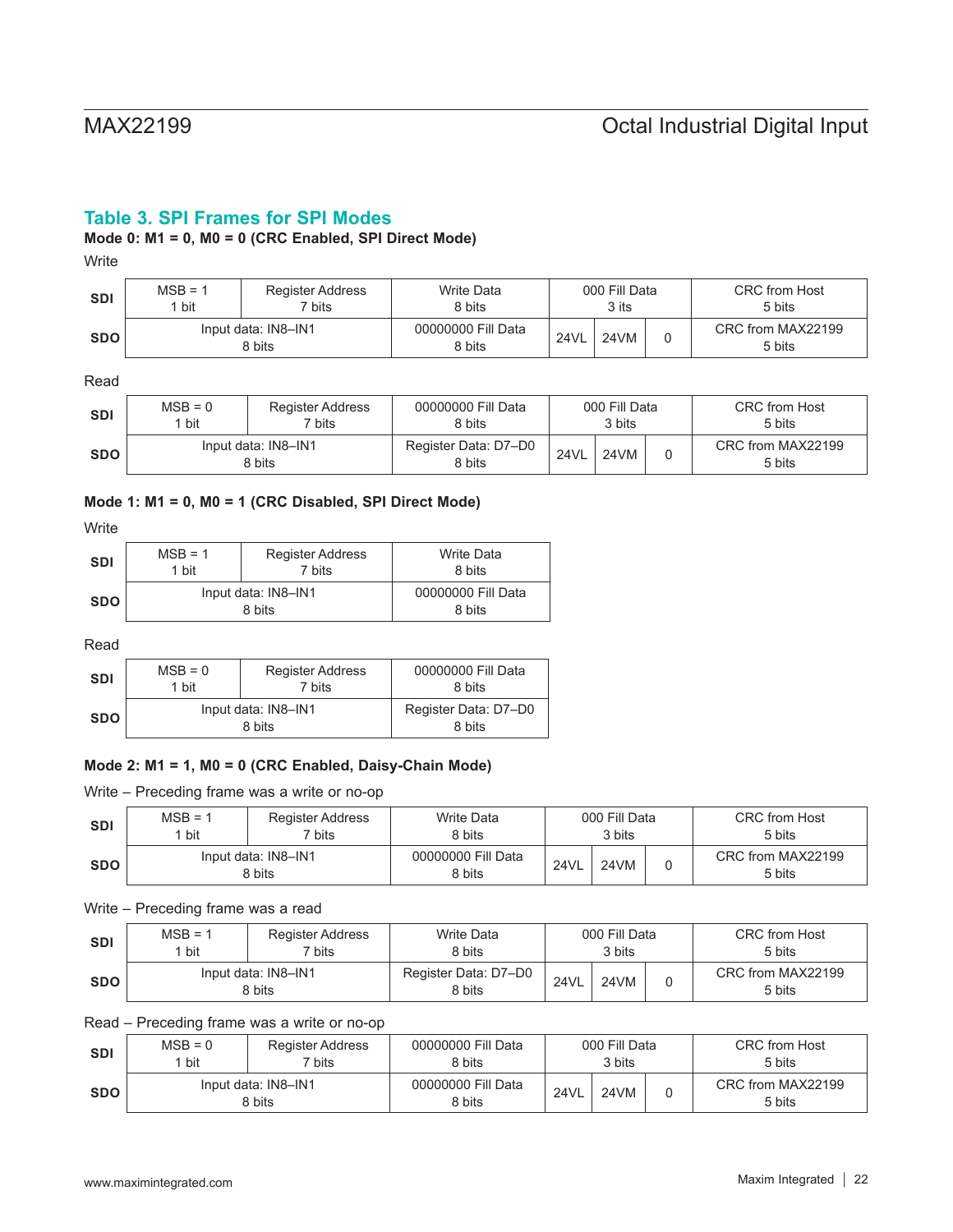## Table 3. SPI Frames for SPI Modes

**Mode 0: M1 = 0, M0 = 0 (CRC Enabled, SPI Direct Mode)**

Write

| | | | | | | | |
|---|---|---|---|---|---|---|---|
| **SDI** | MSB = 1<br>1 bit | Register Address<br>7 bits | Write Data<br>8 bits | 000 Fill Data<br>3 its | | | CRC from Host<br>5 bits |
| **SDO** | Input data: IN8–IN1<br>8 bits | | 00000000 Fill Data<br>8 bits | 24VL | 24VM | 0 | CRC from MAX22199<br>5 bits |

Read

| | | | | | | | |
|---|---|---|---|---|---|---|---|
| **SDI** | MSB = 0<br>1 bit | Register Address<br>7 bits | 00000000 Fill Data<br>8 bits | 000 Fill Data<br>3 bits | | | CRC from Host<br>5 bits |
| **SDO** | Input data: IN8–IN1<br>8 bits | | Register Data: D7–D0<br>8 bits | 24VL | 24VM | 0 | CRC from MAX22199<br>5 bits |

**Mode 1: M1 = 0, M0 = 1 (CRC Disabled, SPI Direct Mode)**

Write

| | | | |
|---|---|---|---|
| **SDI** | MSB = 1<br>1 bit | Register Address<br>7 bits | Write Data<br>8 bits |
| **SDO** | Input data: IN8–IN1<br>8 bits | | 00000000 Fill Data<br>8 bits |

Read

| | | | |
|---|---|---|---|
| **SDI** | MSB = 0<br>1 bit | Register Address<br>7 bits | 00000000 Fill Data<br>8 bits |
| **SDO** | Input data: IN8–IN1<br>8 bits | | Register Data: D7–D0<br>8 bits |

**Mode 2: M1 = 1, M0 = 0 (CRC Enabled, Daisy-Chain Mode)**

Write – Preceding frame was a write or no-op

| | | | | | | | |
|---|---|---|---|---|---|---|---|
| **SDI** | MSB = 1<br>1 bit | Register Address<br>7 bits | Write Data<br>8 bits | 000 Fill Data<br>3 bits | | | CRC from Host<br>5 bits |
| **SDO** | Input data: IN8–IN1<br>8 bits | | 00000000 Fill Data<br>8 bits | 24VL | 24VM | 0 | CRC from MAX22199<br>5 bits |

Write – Preceding frame was a read

| | | | | | | | |
|---|---|---|---|---|---|---|---|
| **SDI** | MSB = 1<br>1 bit | Register Address<br>7 bits | Write Data<br>8 bits | 000 Fill Data<br>3 bits | | | CRC from Host<br>5 bits |
| **SDO** | Input data: IN8–IN1<br>8 bits | | Register Data: D7–D0<br>8 bits | 24VL | 24VM | 0 | CRC from MAX22199<br>5 bits |

Read – Preceding frame was a write or no-op

| | | | | | | | |
|---|---|---|---|---|---|---|---|
| **SDI** | MSB = 0<br>1 bit | Register Address<br>7 bits | 00000000 Fill Data<br>8 bits | 000 Fill Data<br>3 bits | | | CRC from Host<br>5 bits |
| **SDO** | Input data: IN8–IN1<br>8 bits | | 00000000 Fill Data<br>8 bits | 24VL | 24VM | 0 | CRC from MAX22199<br>5 bits |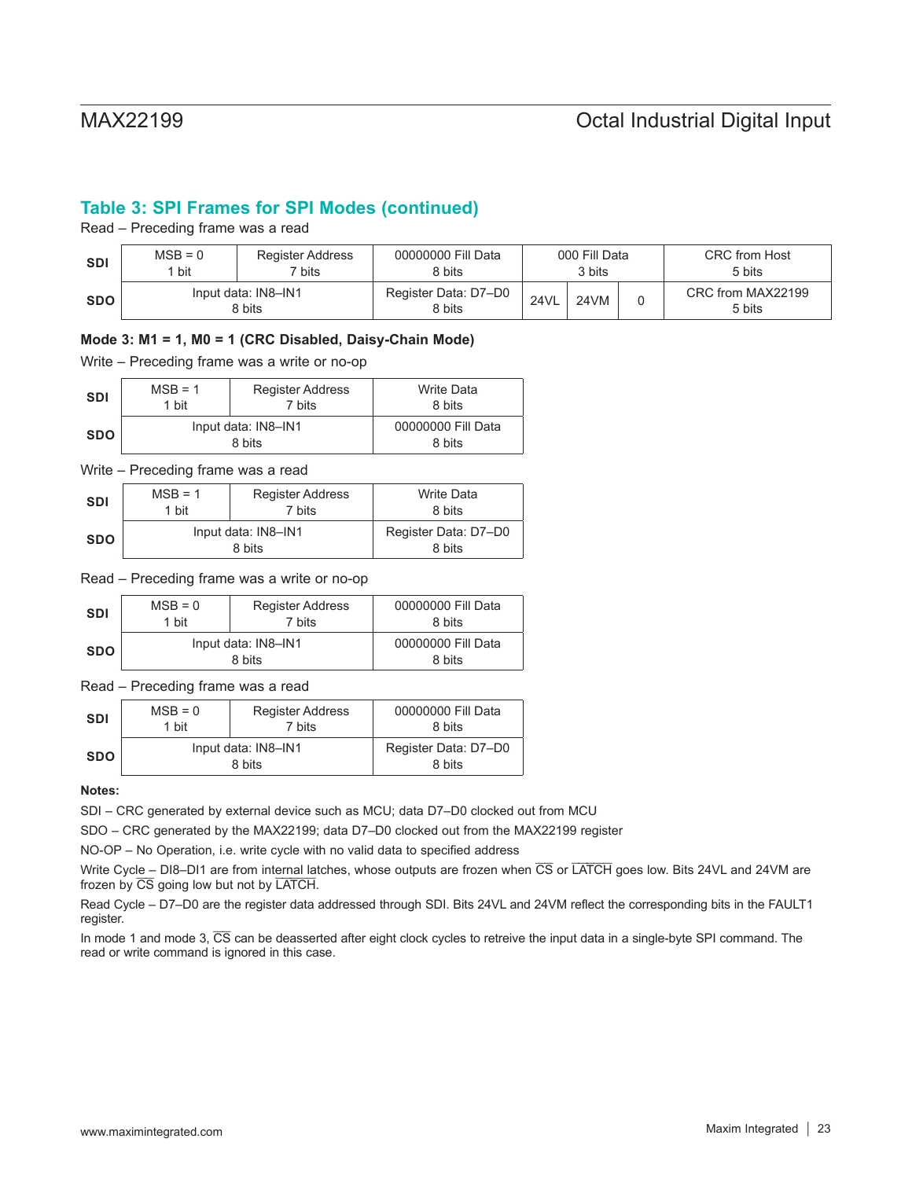## Table 3: SPI Frames for SPI Modes (continued)

Read – Preceding frame was a read

| | | | | | | | |
|---|---|---|---|---|---|---|---|
| **SDI** | MSB = 0<br>1 bit | Register Address<br>7 bits | 00000000 Fill Data<br>8 bits | 000 Fill Data<br>3 bits | | | CRC from Host<br>5 bits |
| **SDO** | Input data: IN8–IN1<br>8 bits | | Register Data: D7–D0<br>8 bits | 24VL | 24VM | 0 | CRC from MAX22199<br>5 bits |

**Mode 3: M1 = 1, M0 = 1 (CRC Disabled, Daisy-Chain Mode)**

Write – Preceding frame was a write or no-op

| | | | |
|---|---|---|---|
| **SDI** | MSB = 1<br>1 bit | Register Address<br>7 bits | Write Data<br>8 bits |
| **SDO** | Input data: IN8–IN1<br>8 bits | | 00000000 Fill Data<br>8 bits |

Write – Preceding frame was a read

| | | | |
|---|---|---|---|
| **SDI** | MSB = 1<br>1 bit | Register Address<br>7 bits | Write Data<br>8 bits |
| **SDO** | Input data: IN8–IN1<br>8 bits | | Register Data: D7–D0<br>8 bits |

Read – Preceding frame was a write or no-op

| | | | |
|---|---|---|---|
| **SDI** | MSB = 0<br>1 bit | Register Address<br>7 bits | 00000000 Fill Data<br>8 bits |
| **SDO** | Input data: IN8–IN1<br>8 bits | | 00000000 Fill Data<br>8 bits |

Read – Preceding frame was a read

| | | | |
|---|---|---|---|
| **SDI** | MSB = 0<br>1 bit | Register Address<br>7 bits | 00000000 Fill Data<br>8 bits |
| **SDO** | Input data: IN8–IN1<br>8 bits | | Register Data: D7–D0<br>8 bits |

**Notes:**

SDI – CRC generated by external device such as MCU; data D7–D0 clocked out from MCU

SDO – CRC generated by the MAX22199; data D7–D0 clocked out from the MAX22199 register

NO-OP – No Operation, i.e. write cycle with no valid data to specified address

Write Cycle – DI8–DI1 are from internal latches, whose outputs are frozen when $\overline{CS}$ or $\overline{LATCH}$ goes low. Bits 24VL and 24VM are frozen by $\overline{CS}$ going low but not by $\overline{LATCH}$.

Read Cycle – D7–D0 are the register data addressed through SDI. Bits 24VL and 24VM reflect the corresponding bits in the FAULT1 register.

In mode 1 and mode 3, $\overline{CS}$ can be deasserted after eight clock cycles to retreive the input data in a single-byte SPI command. The read or write command is ignored in this case.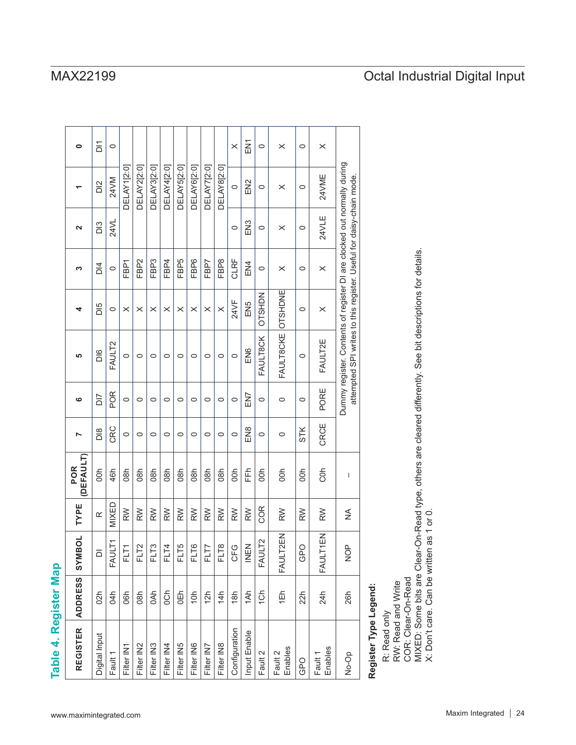## Table 4. Register Map

| REGISTER | ADDRESS | SYMBOL | TYPE | POR (DEFAULT) | 7 | 6 | 5 | 4 | 3 | 2 | 1 | 0 |
|---|---|---|---|---|---|---|---|---|---|---|---|---|
| Digital Input | 02h | DI | R | 00h | DI8 | DI7 | DI6 | DI5 | DI4 | DI3 | DI2 | DI1 |
| Fault 1 | 04h | FAULT1 | MIXED | 46h | CRC | POR | FAULT2 | 0 | 0 | 24VL | 24VM | 0 |
| Filter IN1 | 06h | FLT1 | RW | 08h | 0 | 0 | 0 | X | FBP1 | DELAY1[2:0] | | |
| Filter IN2 | 08h | FLT2 | RW | 08h | 0 | 0 | 0 | X | FBP2 | DELAY2[2:0] | | |
| Filter IN3 | 0Ah | FLT3 | RW | 08h | 0 | 0 | 0 | X | FBP3 | DELAY3[2:0] | | |
| Filter IN4 | 0Ch | FLT4 | RW | 08h | 0 | 0 | 0 | X | FBP4 | DELAY4[2:0] | | |
| Filter IN5 | 0Eh | FLT5 | RW | 08h | 0 | 0 | 0 | X | FBP5 | DELAY5[2:0] | | |
| Filter IN6 | 10h | FLT6 | RW | 08h | 0 | 0 | 0 | X | FBP6 | DELAY6[2:0] | | |
| Filter IN7 | 12h | FLT7 | RW | 08h | 0 | 0 | 0 | X | FBP7 | DELAY7[2:0] | | |
| Filter IN8 | 14h | FLT8 | RW | 08h | 0 | 0 | 0 | X | FBP8 | DELAY8[2:0] | | |
| Configuration | 18h | CFG | RW | 00h | 0 | 0 | 0 | 24VF | CLRF | 0 | 0 | X |
| Input Enable | 1Ah | INEN | RW | FFh | EN8 | EN7 | EN6 | EN5 | EN4 | EN3 | EN2 | EN1 |
| Fault 2 | 1Ch | FAULT2 | COR | 00h | 0 | 0 | FAULT8CK | OTSHDN | 0 | 0 | 0 | 0 |
| Fault 2 Enables | 1Eh | FAULT2EN | RW | 00h | 0 | 0 | FAULT8CKE | OTSHDNE | X | X | X | X |
| GPO | 22h | GPO | RW | 00h | STK | 0 | 0 | 0 | 0 | 0 | 0 | 0 |
| Fault 1 Enables | 24h | FAULT1EN | RW | C0h | CRCE | PORE | FAULT2E | X | X | 24VLE | 24VME | X |
| No-Op | 26h | NOP | NA | – | Dummy register. Contents of register DI are clocked out normally during attempted SPI writes to this register. Useful for daisy-chain mode. | | | | | | | |

**Register Type Legend:**

R: Read only
RW: Read and Write
COR: Clear-On-Read
MIXED: Some bits are Clear-On-Read type, others are cleared differently. See bit descriptions for details.
X: Don't care. Can be written as 1 or 0.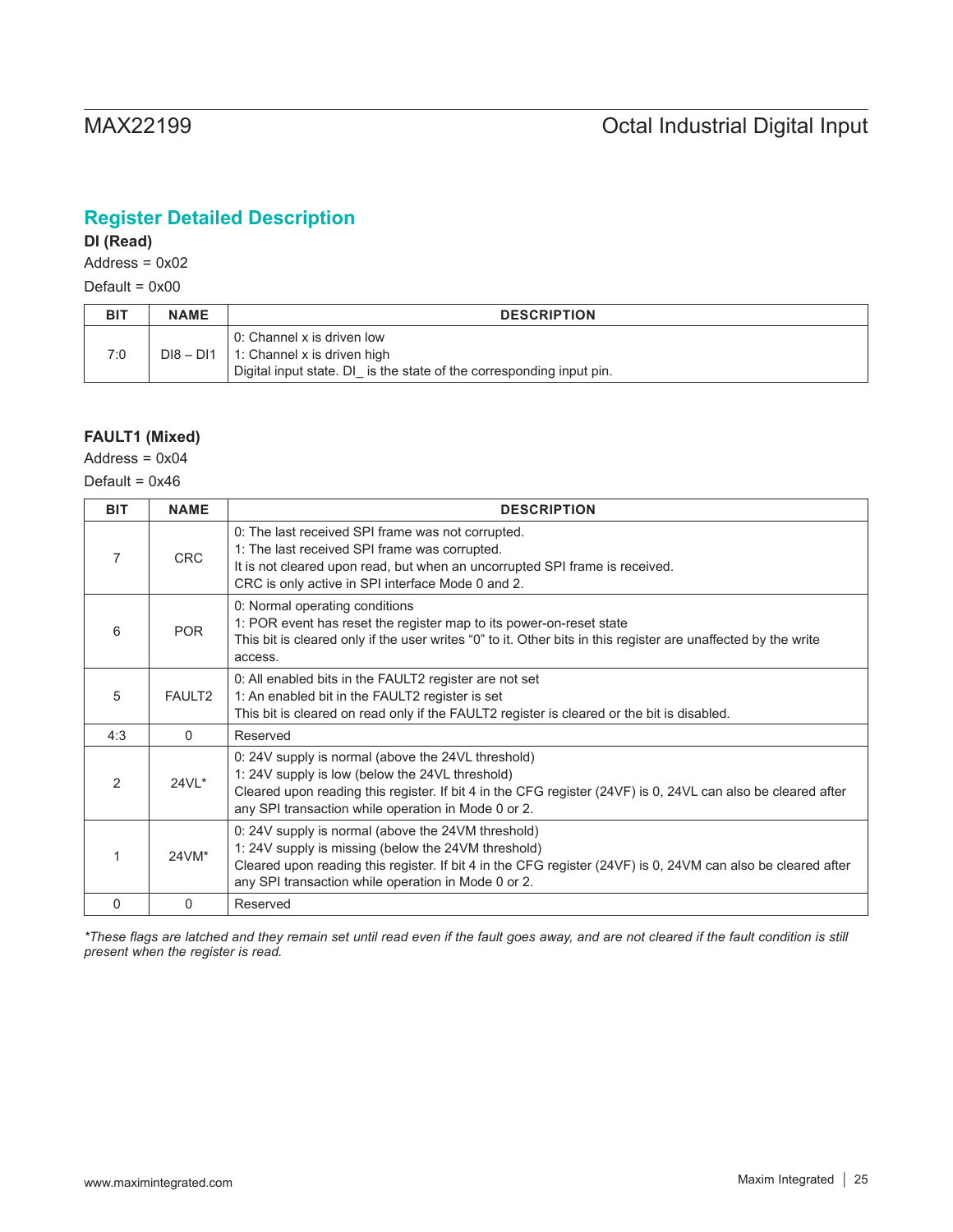## Register Detailed Description

**DI (Read)**

Address = 0x02

Default = 0x00

| BIT | NAME | DESCRIPTION |
|---|---|---|
| 7:0 | DI8 – DI1 | 0: Channel x is driven low<br>1: Channel x is driven high<br>Digital input state. DI_ is the state of the corresponding input pin. |

**FAULT1 (Mixed)**

Address = 0x04

Default = 0x46

| BIT | NAME | DESCRIPTION |
|---|---|---|
| 7 | CRC | 0: The last received SPI frame was not corrupted.<br>1: The last received SPI frame was corrupted.<br>It is not cleared upon read, but when an uncorrupted SPI frame is received.<br>CRC is only active in SPI interface Mode 0 and 2. |
| 6 | POR | 0: Normal operating conditions<br>1: POR event has reset the register map to its power-on-reset state<br>This bit is cleared only if the user writes “0” to it. Other bits in this register are unaffected by the write access. |
| 5 | FAULT2 | 0: All enabled bits in the FAULT2 register are not set<br>1: An enabled bit in the FAULT2 register is set<br>This bit is cleared on read only if the FAULT2 register is cleared or the bit is disabled. |
| 4:3 | 0 | Reserved |
| 2 | 24VL* | 0: 24V supply is normal (above the 24VL threshold)<br>1: 24V supply is low (below the 24VL threshold)<br>Cleared upon reading this register. If bit 4 in the CFG register (24VF) is 0, 24VL can also be cleared after any SPI transaction while operation in Mode 0 or 2. |
| 1 | 24VM* | 0: 24V supply is normal (above the 24VM threshold)<br>1: 24V supply is missing (below the 24VM threshold)<br>Cleared upon reading this register. If bit 4 in the CFG register (24VF) is 0, 24VM can also be cleared after any SPI transaction while operation in Mode 0 or 2. |
| 0 | 0 | Reserved |

*\*These flags are latched and they remain set until read even if the fault goes away, and are not cleared if the fault condition is still present when the register is read.*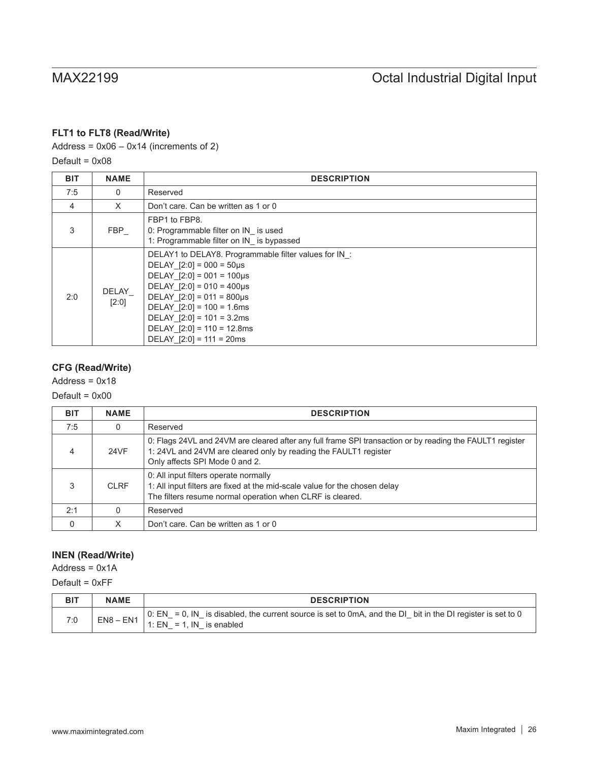### FLT1 to FLT8 (Read/Write)

Address = 0x06 – 0x14 (increments of 2)

Default = 0x08

| BIT | NAME | DESCRIPTION |
|---|---|---|
| 7:5 | 0 | Reserved |
| 4 | X | Don't care. Can be written as 1 or 0 |
| 3 | FBP_ | FBP1 to FBP8.<br>0: Programmable filter on IN_ is used<br>1: Programmable filter on IN_ is bypassed |
| 2:0 | DELAY_ [2:0] | DELAY1 to DELAY8. Programmable filter values for IN_:<br>DELAY_[2:0] = 000 = 50μs<br>DELAY_[2:0] = 001 = 100μs<br>DELAY_[2:0] = 010 = 400μs<br>DELAY_[2:0] = 011 = 800μs<br>DELAY_[2:0] = 100 = 1.6ms<br>DELAY_[2:0] = 101 = 3.2ms<br>DELAY_[2:0] = 110 = 12.8ms<br>DELAY_[2:0] = 111 = 20ms |

### CFG (Read/Write)

Address = 0x18

Default = 0x00

| BIT | NAME | DESCRIPTION |
|---|---|---|
| 7:5 | 0 | Reserved |
| 4 | 24VF | 0: Flags 24VL and 24VM are cleared after any full frame SPI transaction or by reading the FAULT1 register<br>1: 24VL and 24VM are cleared only by reading the FAULT1 register<br>Only affects SPI Mode 0 and 2. |
| 3 | CLRF | 0: All input filters operate normally<br>1: All input filters are fixed at the mid-scale value for the chosen delay<br>The filters resume normal operation when CLRF is cleared. |
| 2:1 | 0 | Reserved |
| 0 | X | Don't care. Can be written as 1 or 0 |

### INEN (Read/Write)

Address = 0x1A

Default = 0xFF

| BIT | NAME | DESCRIPTION |
|---|---|---|
| 7:0 | EN8 – EN1 | 0: EN_ = 0, IN_ is disabled, the current source is set to 0mA, and the DI_ bit in the DI register is set to 0<br>1: EN_ = 1, IN_ is enabled |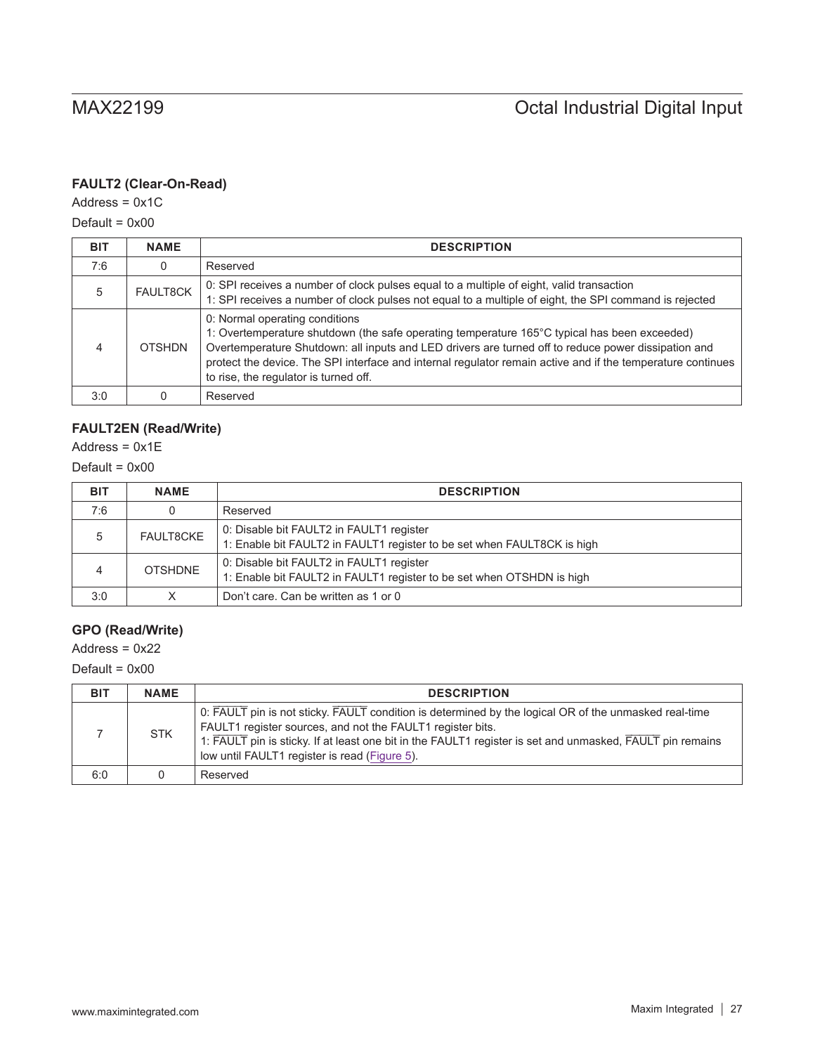#### FAULT2 (Clear-On-Read)

Address = 0x1C

Default = 0x00

| BIT | NAME | DESCRIPTION |
|---|---|---|
| 7:6 | 0 | Reserved |
| 5 | FAULT8CK | 0: SPI receives a number of clock pulses equal to a multiple of eight, valid transaction<br>1: SPI receives a number of clock pulses not equal to a multiple of eight, the SPI command is rejected |
| 4 | OTSHDN | 0: Normal operating conditions<br>1: Overtemperature shutdown (the safe operating temperature 165°C typical has been exceeded)<br>Overtemperature Shutdown: all inputs and LED drivers are turned off to reduce power dissipation and protect the device. The SPI interface and internal regulator remain active and if the temperature continues to rise, the regulator is turned off. |
| 3:0 | 0 | Reserved |

#### FAULT2EN (Read/Write)

Address = 0x1E

Default = 0x00

| BIT | NAME | DESCRIPTION |
|---|---|---|
| 7:6 | 0 | Reserved |
| 5 | FAULT8CKE | 0: Disable bit FAULT2 in FAULT1 register<br>1: Enable bit FAULT2 in FAULT1 register to be set when FAULT8CK is high |
| 4 | OTSHDNE | 0: Disable bit FAULT2 in FAULT1 register<br>1: Enable bit FAULT2 in FAULT1 register to be set when OTSHDN is high |
| 3:0 | X | Don't care. Can be written as 1 or 0 |

#### GPO (Read/Write)

Address = 0x22

Default = 0x00

| BIT | NAME | DESCRIPTION |
|---|---|---|
| 7 | STK | 0: $\overline{\text{FAULT}}$ pin is not sticky. $\overline{\text{FAULT}}$ condition is determined by the logical OR of the unmasked real-time FAULT1 register sources, and not the FAULT1 register bits.<br>1: $\overline{\text{FAULT}}$ pin is sticky. If at least one bit in the FAULT1 register is set and unmasked, $\overline{\text{FAULT}}$ pin remains low until FAULT1 register is read (Figure 5). |
| 6:0 | 0 | Reserved |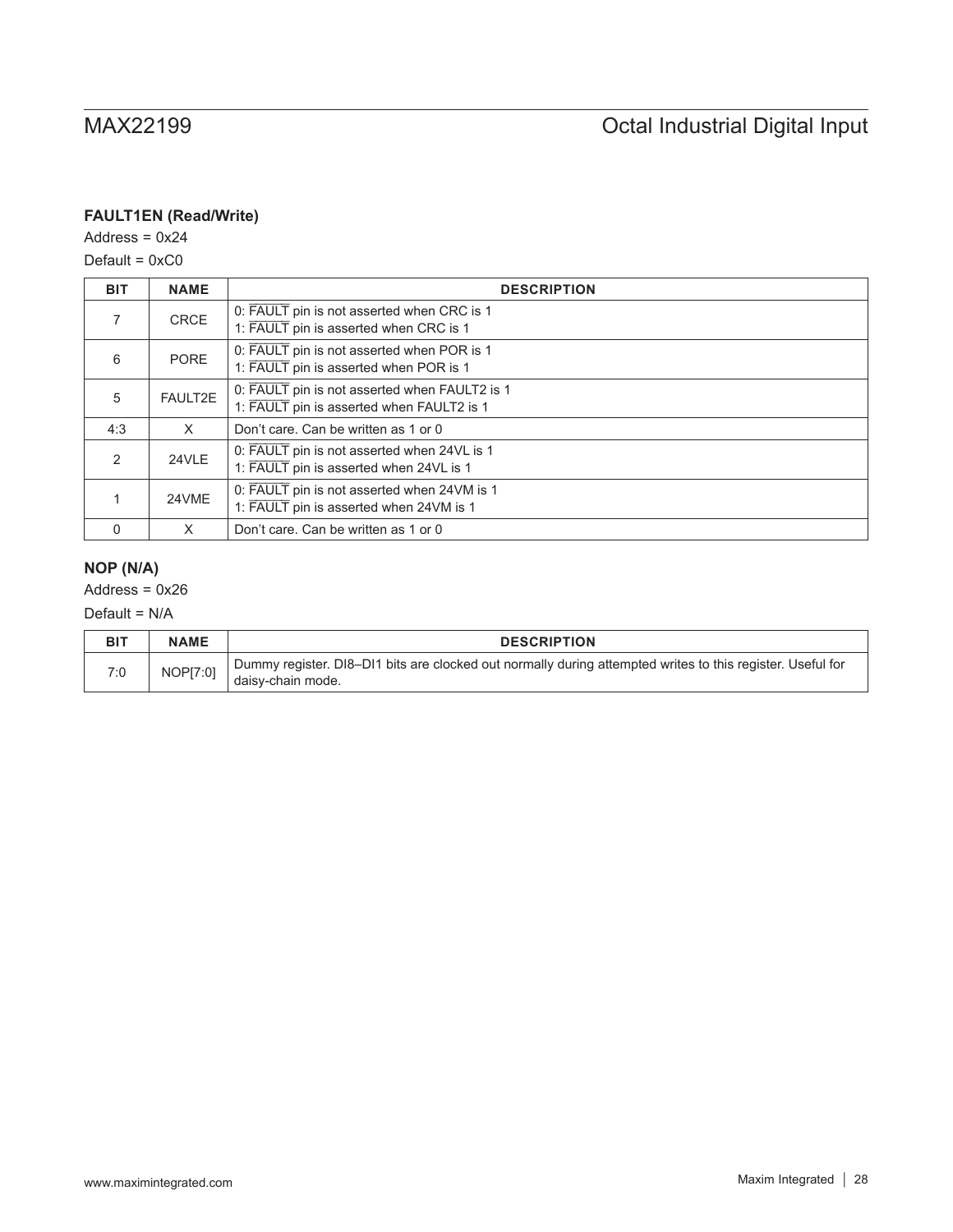### FAULT1EN (Read/Write)

Address = 0x24

Default = 0xC0

| BIT | NAME | DESCRIPTION |
|---|---|---|
| 7 | CRCE | 0: $\overline{\text{FAULT}}$ pin is not asserted when CRC is 1<br>1: $\overline{\text{FAULT}}$ pin is asserted when CRC is 1 |
| 6 | PORE | 0: $\overline{\text{FAULT}}$ pin is not asserted when POR is 1<br>1: $\overline{\text{FAULT}}$ pin is asserted when POR is 1 |
| 5 | FAULT2E | 0: $\overline{\text{FAULT}}$ pin is not asserted when FAULT2 is 1<br>1: $\overline{\text{FAULT}}$ pin is asserted when FAULT2 is 1 |
| 4:3 | X | Don't care. Can be written as 1 or 0 |
| 2 | 24VLE | 0: $\overline{\text{FAULT}}$ pin is not asserted when 24VL is 1<br>1: $\overline{\text{FAULT}}$ pin is asserted when 24VL is 1 |
| 1 | 24VME | 0: $\overline{\text{FAULT}}$ pin is not asserted when 24VM is 1<br>1: $\overline{\text{FAULT}}$ pin is asserted when 24VM is 1 |
| 0 | X | Don't care. Can be written as 1 or 0 |

### NOP (N/A)

Address = 0x26

Default = N/A

| BIT | NAME | DESCRIPTION |
|---|---|---|
| 7:0 | NOP[7:0] | Dummy register. DI8–DI1 bits are clocked out normally during attempted writes to this register. Useful for daisy-chain mode. |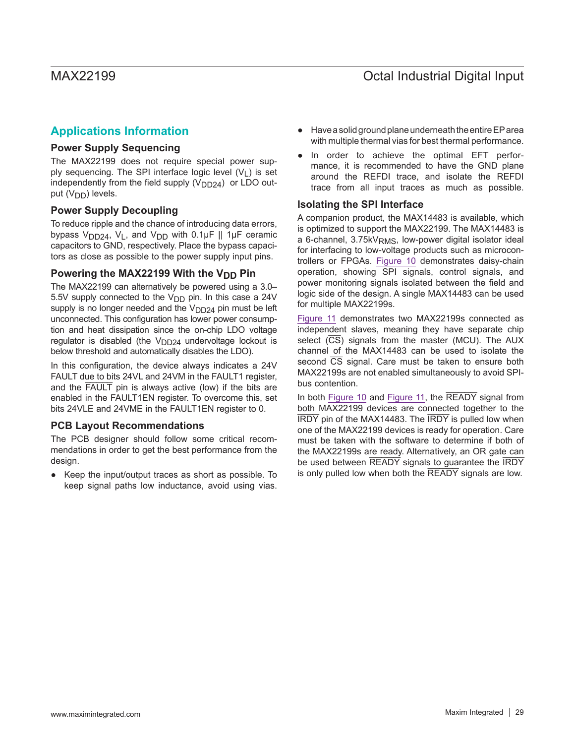## Applications Information

### Power Supply Sequencing

The MAX22199 does not require special power supply sequencing. The SPI interface logic level ($V_L$) is set independently from the field supply ($V_{DD24}$) or LDO output ($V_{DD}$) levels.

### Power Supply Decoupling

To reduce ripple and the chance of introducing data errors, bypass $V_{DD24}$, $V_L$, and $V_{DD}$ with 0.1μF || 1μF ceramic capacitors to GND, respectively. Place the bypass capacitors as close as possible to the power supply input pins.

### Powering the MAX22199 With the $V_{DD}$ Pin

The MAX22199 can alternatively be powered using a 3.0–5.5V supply connected to the $V_{DD}$ pin. In this case a 24V supply is no longer needed and the $V_{DD24}$ pin must be left unconnected. This configuration has lower power consumption and heat dissipation since the on-chip LDO voltage regulator is disabled (the $V_{DD24}$ undervoltage lockout is below threshold and automatically disables the LDO).

In this configuration, the device always indicates a 24V FAULT due to bits 24VL and 24VM in the FAULT1 register, and the $\overline{FAULT}$ pin is always active (low) if the bits are enabled in the FAULT1EN register. To overcome this, set bits 24VLE and 24VME in the FAULT1EN register to 0.

### PCB Layout Recommendations

The PCB designer should follow some critical recommendations in order to get the best performance from the design.

- Keep the input/output traces as short as possible. To keep signal paths low inductance, avoid using vias.
- Have a solid ground plane underneath the entire EP area with multiple thermal vias for best thermal performance.
- In order to achieve the optimal EFT performance, it is recommended to have the GND plane around the REFDI trace, and isolate the REFDI trace from all input traces as much as possible.

### Isolating the SPI Interface

A companion product, the MAX14483 is available, which is optimized to support the MAX22199. The MAX14483 is a 6-channel, 3.75kV$_{RMS}$, low-power digital isolator ideal for interfacing to low-voltage products such as microcontrollers or FPGAs. Figure 10 demonstrates daisy-chain operation, showing SPI signals, control signals, and power monitoring signals isolated between the field and logic side of the design. A single MAX14483 can be used for multiple MAX22199s.

Figure 11 demonstrates two MAX22199s connected as independent slaves, meaning they have separate chip select ($\overline{CS}$) signals from the master (MCU). The AUX channel of the MAX14483 can be used to isolate the second $\overline{CS}$ signal. Care must be taken to ensure both MAX22199s are not enabled simultaneously to avoid SPI-bus contention.

In both Figure 10 and Figure 11, the $\overline{READY}$ signal from both MAX22199 devices are connected together to the $\overline{IRDY}$ pin of the MAX14483. The $\overline{IRDY}$ is pulled low when one of the MAX22199 devices is ready for operation. Care must be taken with the software to determine if both of the MAX22199s are ready. Alternatively, an OR gate can be used between $\overline{READY}$ signals to guarantee the $\overline{IRDY}$ is only pulled low when both the $\overline{READY}$ signals are low.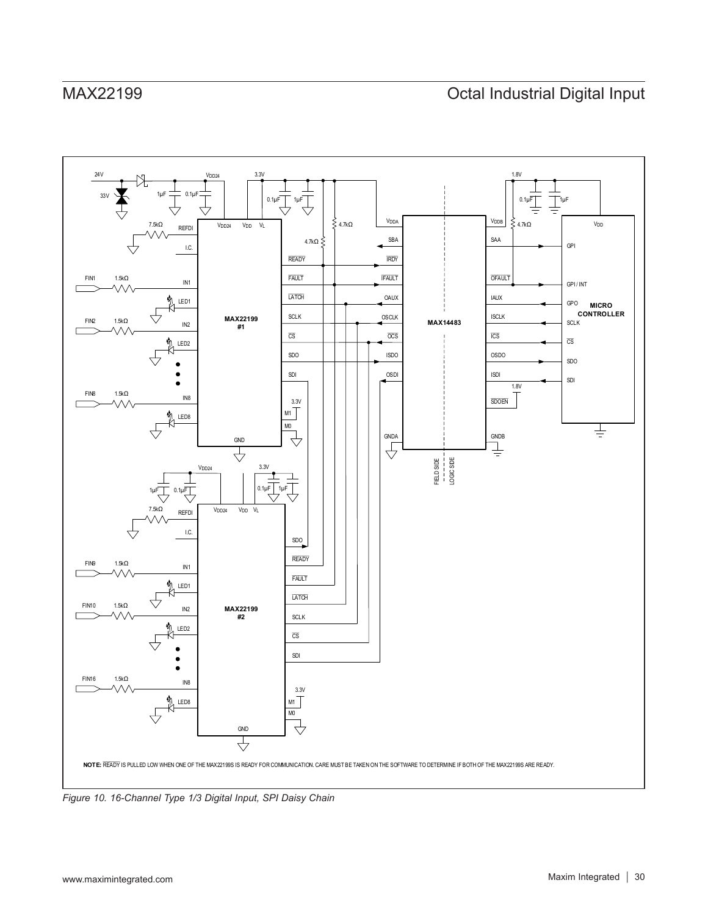NOTE: READY IS PULLED LOW WHEN ONE OF THE MAX22199S IS READY FOR COMMUNICATION. CARE MUST BE TAKEN ON THE SOFTWARE TO DETERMINE IF BOTH OF THE MAX22199S ARE READY.

*Figure 10. 16-Channel Type 1/3 Digital Input, SPI Daisy Chain*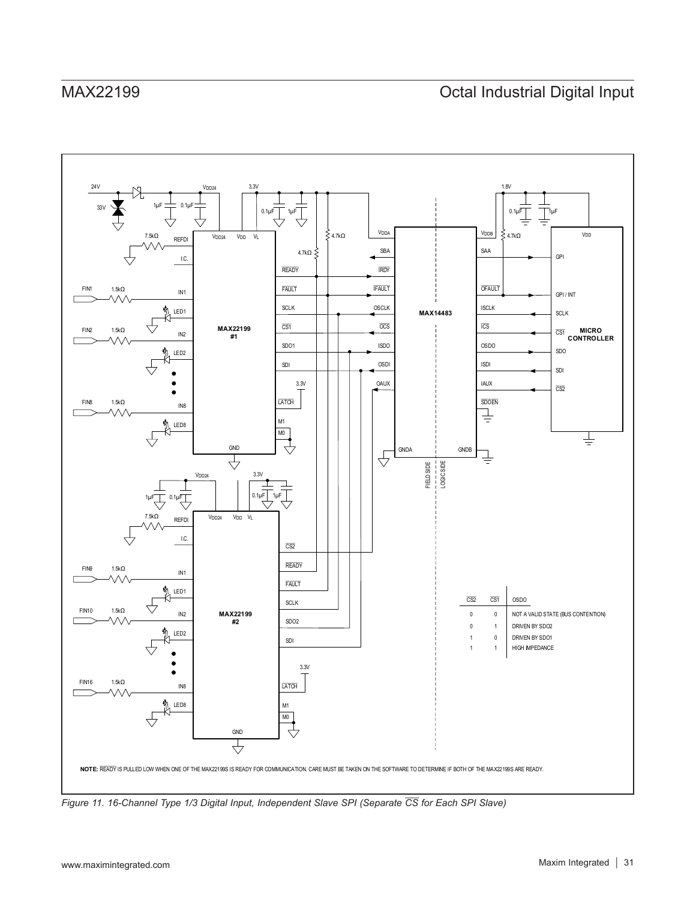NOTE: READY IS PULLED LOW WHEN ONE OF THE MAX22199S IS READY FOR COMMUNICATION. CARE MUST BE TAKEN ON THE SOFTWARE TO DETERMINE IF BOTH OF THE MAX22199S ARE READY.

| CS2 | CS1 | OSDO |
|---|---|---|
| 0 | 0 | NOT A VALID STATE (BUS CONTENTION) |
| 0 | 1 | DRIVEN BY SDO2 |
| 1 | 0 | DRIVEN BY SDO1 |
| 1 | 1 | HIGH IMPEDANCE |

*Figure 11. 16-Channel Type 1/3 Digital Input, Independent Slave SPI (Separate CS for Each SPI Slave)*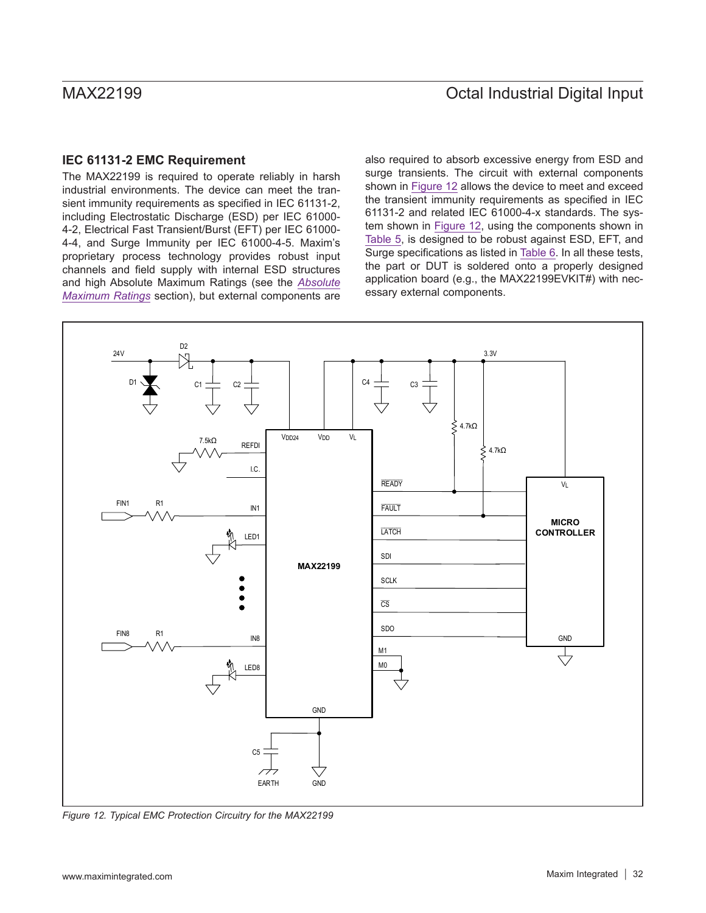## IEC 61131-2 EMC Requirement

The MAX22199 is required to operate reliably in harsh industrial environments. The device can meet the transient immunity requirements as specified in IEC 61131-2, including Electrostatic Discharge (ESD) per IEC 61000-4-2, Electrical Fast Transient/Burst (EFT) per IEC 61000-4-4, and Surge Immunity per IEC 61000-4-5. Maxim's proprietary process technology provides robust input channels and field supply with internal ESD structures and high Absolute Maximum Ratings (see the *Absolute Maximum Ratings* section), but external components are also required to absorb excessive energy from ESD and surge transients. The circuit with external components shown in Figure 12 allows the device to meet and exceed the transient immunity requirements as specified in IEC 61131-2 and related IEC 61000-4-x standards. The system shown in Figure 12, using the components shown in Table 5, is designed to be robust against ESD, EFT, and Surge specifications as listed in Table 6. In all these tests, the part or DUT is soldered onto a properly designed application board (e.g., the MAX22199EVKIT#) with necessary external components.

24V
D2
D1
C1
C2
C4
C3
3.3V
4.7kΩ
4.7kΩ
7.5kΩ
REFDI
I.C.
VDD24
VDD
VL
READY
FAULT
LATCH
SDI
SCLK
CS
SDO
M1
M0
FIN1
R1
IN1
LED1
MAX22199
FIN8
R1
IN8
LED8
GND
VL
MICRO CONTROLLER
GND
C5
EARTH
GND

*Figure 12. Typical EMC Protection Circuitry for the MAX22199*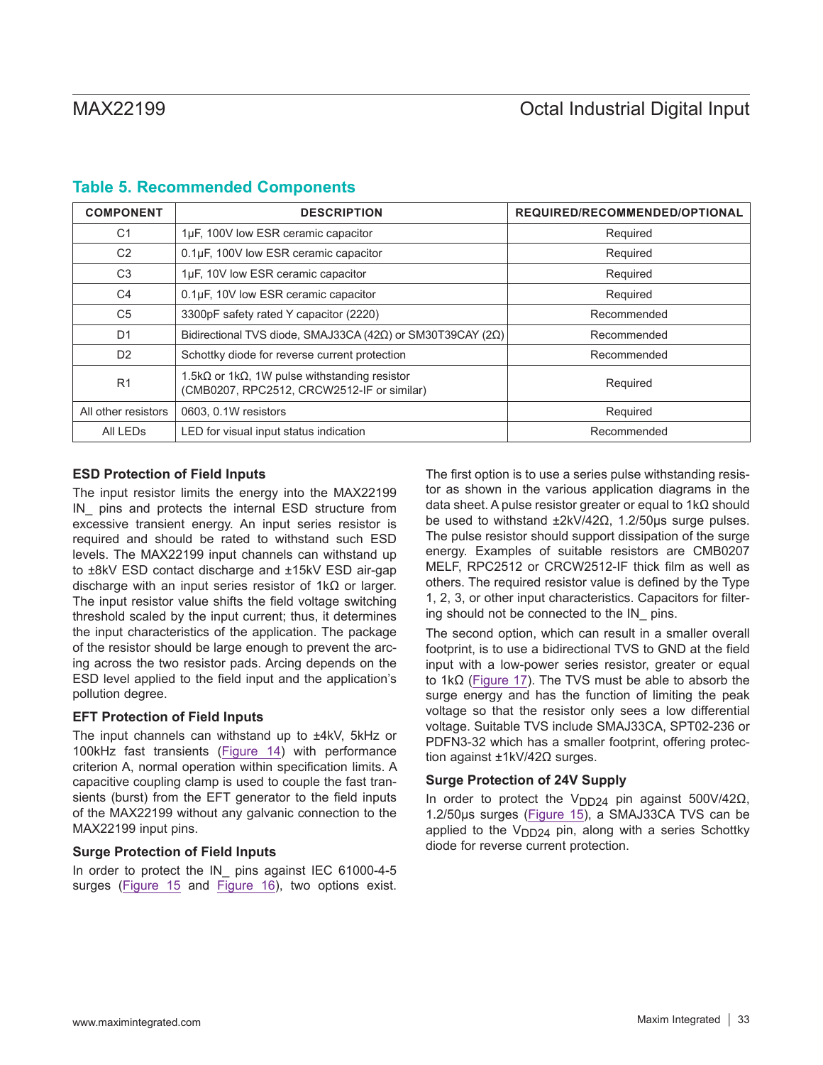### Table 5. Recommended Components

| COMPONENT | DESCRIPTION | REQUIRED/RECOMMENDED/OPTIONAL |
|---|---|---|
| C1 | 1µF, 100V low ESR ceramic capacitor | Required |
| C2 | 0.1µF, 100V low ESR ceramic capacitor | Required |
| C3 | 1µF, 10V low ESR ceramic capacitor | Required |
| C4 | 0.1µF, 10V low ESR ceramic capacitor | Required |
| C5 | 3300pF safety rated Y capacitor (2220) | Recommended |
| D1 | Bidirectional TVS diode, SMAJ33CA (42Ω) or SM30T39CAY (2Ω) | Recommended |
| D2 | Schottky diode for reverse current protection | Recommended |
| R1 | 1.5kΩ or 1kΩ, 1W pulse withstanding resistor (CMB0207, RPC2512, CRCW2512-IF or similar) | Required |
| All other resistors | 0603, 0.1W resistors | Required |
| All LEDs | LED for visual input status indication | Recommended |

### ESD Protection of Field Inputs

The input resistor limits the energy into the MAX22199 IN_ pins and protects the internal ESD structure from excessive transient energy. An input series resistor is required and should be rated to withstand such ESD levels. The MAX22199 input channels can withstand up to ±8kV ESD contact discharge and ±15kV ESD air-gap discharge with an input series resistor of 1kΩ or larger. The input resistor value shifts the field voltage switching threshold scaled by the input current; thus, it determines the input characteristics of the application. The package of the resistor should be large enough to prevent the arcing across the two resistor pads. Arcing depends on the ESD level applied to the field input and the application's pollution degree.

### EFT Protection of Field Inputs

The input channels can withstand up to ±4kV, 5kHz or 100kHz fast transients (Figure 14) with performance criterion A, normal operation within specification limits. A capacitive coupling clamp is used to couple the fast transients (burst) from the EFT generator to the field inputs of the MAX22199 without any galvanic connection to the MAX22199 input pins.

### Surge Protection of Field Inputs

In order to protect the IN_ pins against IEC 61000-4-5 surges (Figure 15 and Figure 16), two options exist.

The first option is to use a series pulse withstanding resistor as shown in the various application diagrams in the data sheet. A pulse resistor greater or equal to 1kΩ should be used to withstand ±2kV/42Ω, 1.2/50µs surge pulses. The pulse resistor should support dissipation of the surge energy. Examples of suitable resistors are CMB0207 MELF, RPC2512 or CRCW2512-IF thick film as well as others. The required resistor value is defined by the Type 1, 2, 3, or other input characteristics. Capacitors for filtering should not be connected to the IN_ pins.

The second option, which can result in a smaller overall footprint, is to use a bidirectional TVS to GND at the field input with a low-power series resistor, greater or equal to 1kΩ (Figure 17). The TVS must be able to absorb the surge energy and has the function of limiting the peak voltage so that the resistor only sees a low differential voltage. Suitable TVS include SMAJ33CA, SPT02-236 or PDFN3-32 which has a smaller footprint, offering protection against ±1kV/42Ω surges.

### Surge Protection of 24V Supply

In order to protect the $V_{DD24}$ pin against 500V/42Ω, 1.2/50µs surges (Figure 15), a SMAJ33CA TVS can be applied to the $V_{DD24}$ pin, along with a series Schottky diode for reverse current protection.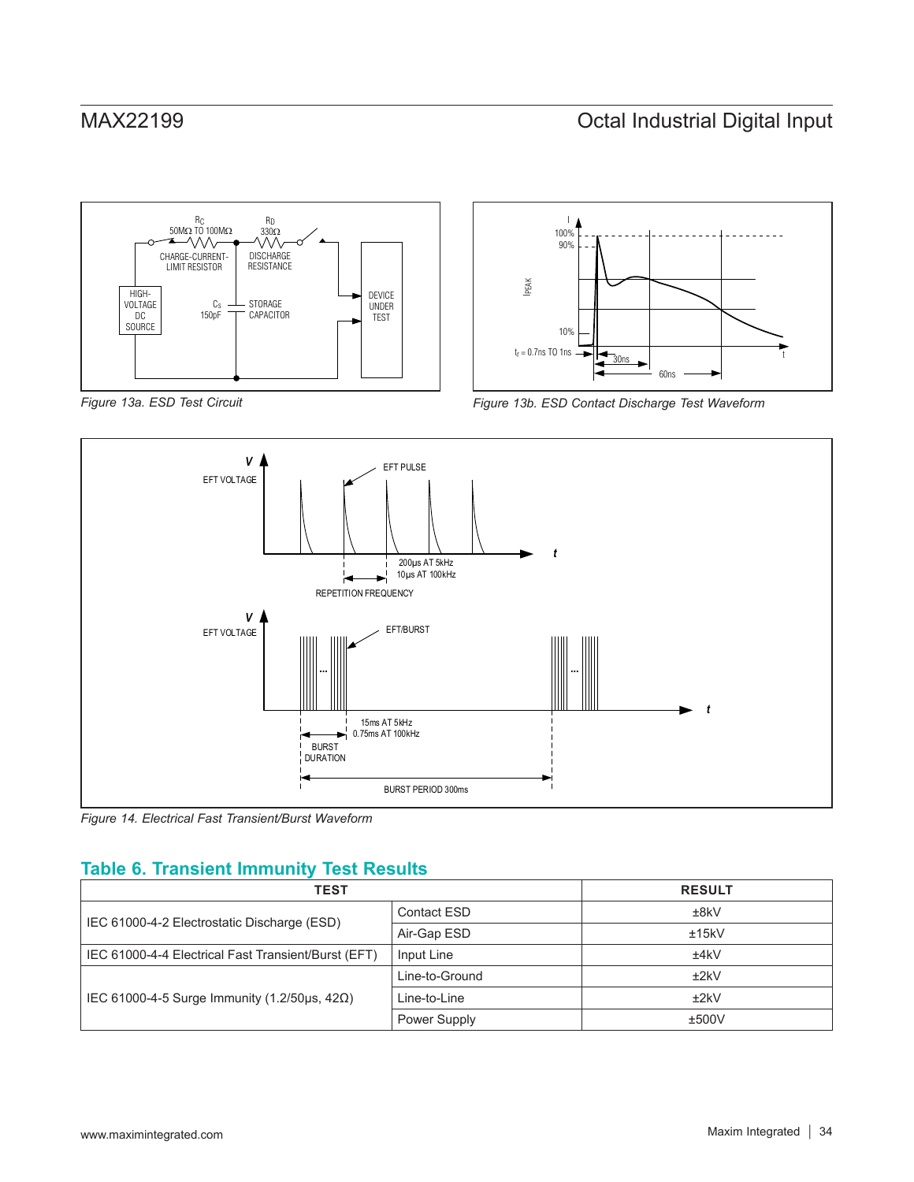RC
50MΩ TO 100MΩ
CHARGE-CURRENT-LIMIT RESISTOR
RD
330Ω
DISCHARGE RESISTANCE
HIGH-VOLTAGE DC SOURCE
CS
150pF
STORAGE CAPACITOR
DEVICE UNDER TEST

*Figure 13a. ESD Test Circuit*

I
100%
90%
IPEAK
10%
$t_r$ = 0.7ns TO 1ns
30ns
60ns
t

*Figure 13b. ESD Contact Discharge Test Waveform*

V
EFT VOLTAGE
EFT PULSE
t
200µs AT 5kHz
10µs AT 100kHz
REPETITION FREQUENCY
V
EFT VOLTAGE
EFT/BURST
t
15ms AT 5kHz
0.75ms AT 100kHz
BURST DURATION
BURST PERIOD 300ms

*Figure 14. Electrical Fast Transient/Burst Waveform*

## Table 6. Transient Immunity Test Results

| TEST | | RESULT |
|---|---|---|
| IEC 61000-4-2 Electrostatic Discharge (ESD) | Contact ESD | ±8kV |
| | Air-Gap ESD | ±15kV |
| IEC 61000-4-4 Electrical Fast Transient/Burst (EFT) | Input Line | ±4kV |
| IEC 61000-4-5 Surge Immunity (1.2/50µs, 42Ω) | Line-to-Ground | ±2kV |
| | Line-to-Line | ±2kV |
| | Power Supply | ±500V |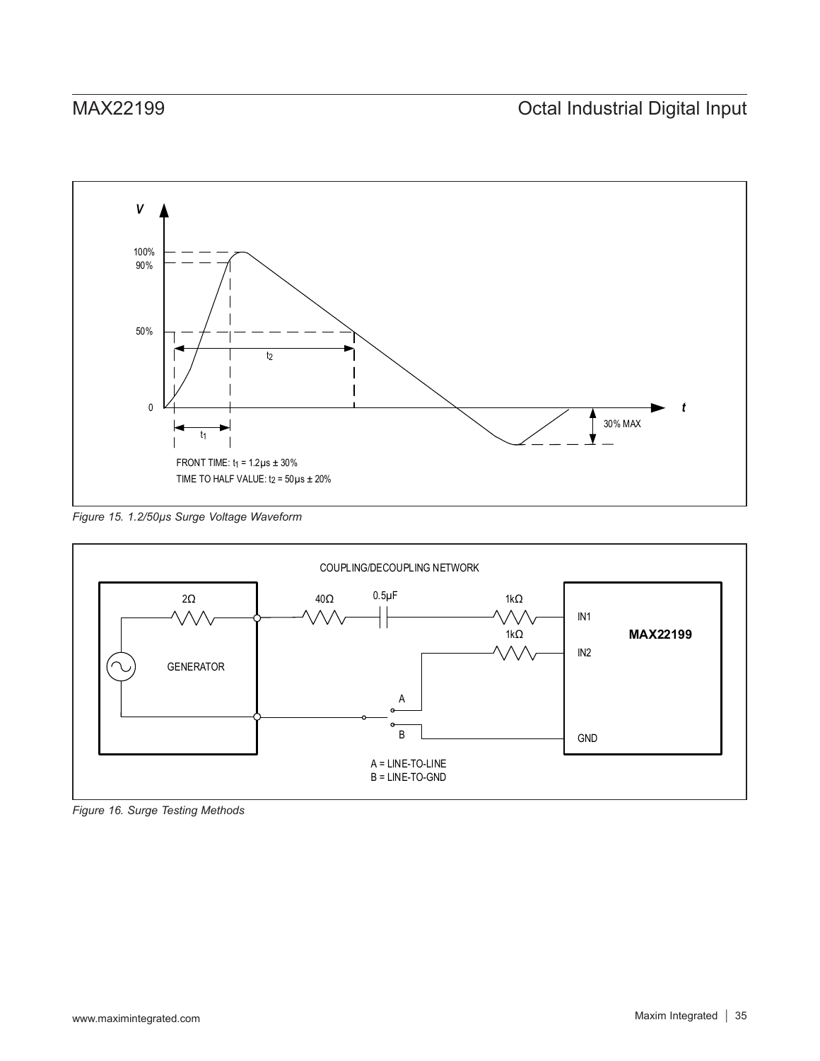V

100%

90%

50%

0

t

$t_2$

$t_1$

30% MAX

FRONT TIME: $t_1$ = 1.2µs ± 30%

TIME TO HALF VALUE: $t_2$ = 50µs ± 20%

*Figure 15. 1.2/50µs Surge Voltage Waveform*

COUPLING/DECOUPLING NETWORK

2Ω

40Ω

0.5µF

1kΩ

1kΩ

GENERATOR

IN1

IN2

GND

**MAX22199**

A

B

A = LINE-TO-LINE

B = LINE-TO-GND

*Figure 16. Surge Testing Methods*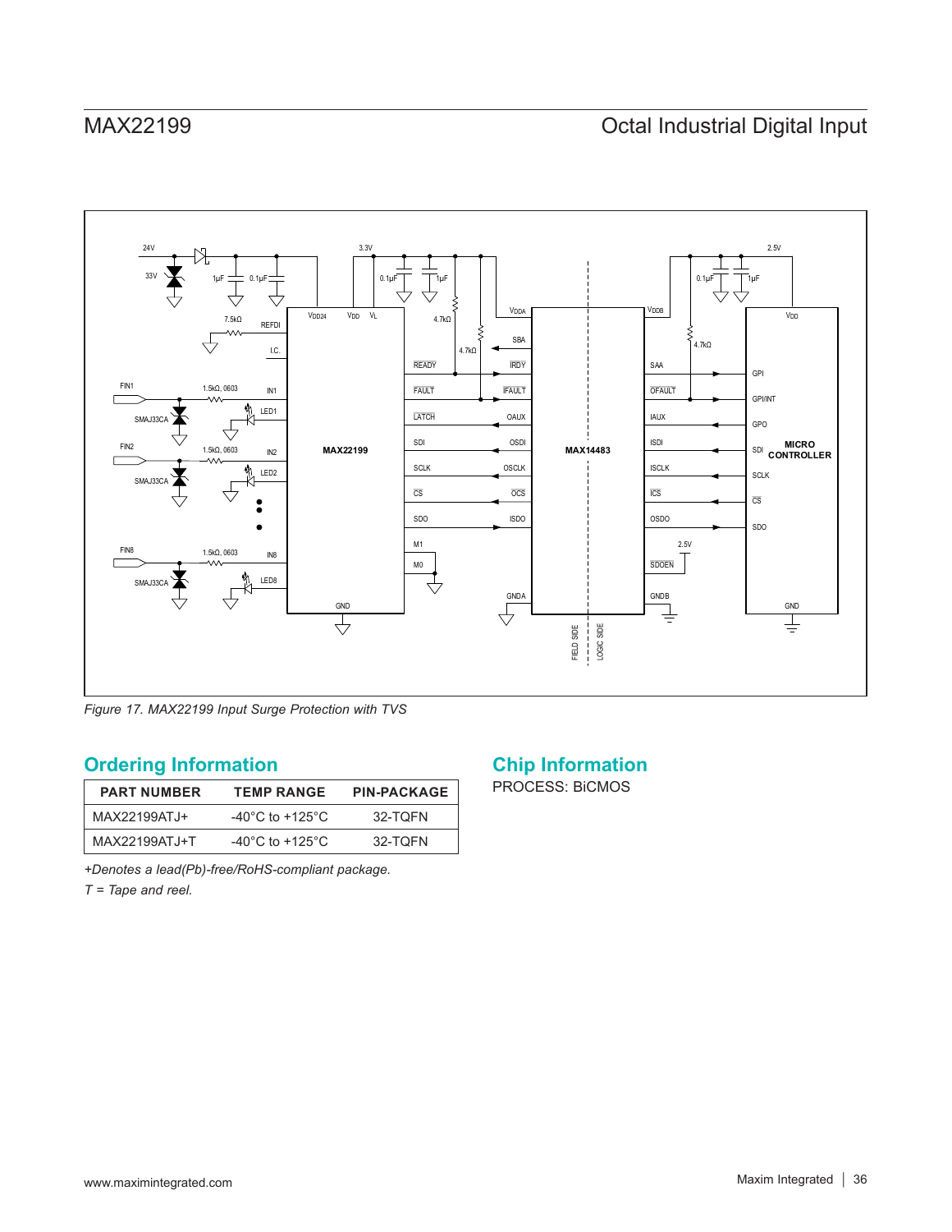Figure 17. MAX22199 Input Surge Protection with TVS

## Ordering Information

| PART NUMBER | TEMP RANGE | PIN-PACKAGE |
| --- | --- | --- |
| MAX22199ATJ+ | -40°C to +125°C | 32-TQFN |
| MAX22199ATJ+T | -40°C to +125°C | 32-TQFN |

*+Denotes a lead(Pb)-free/RoHS-compliant package.*

*T = Tape and reel.*

## Chip Information

PROCESS: BiCMOS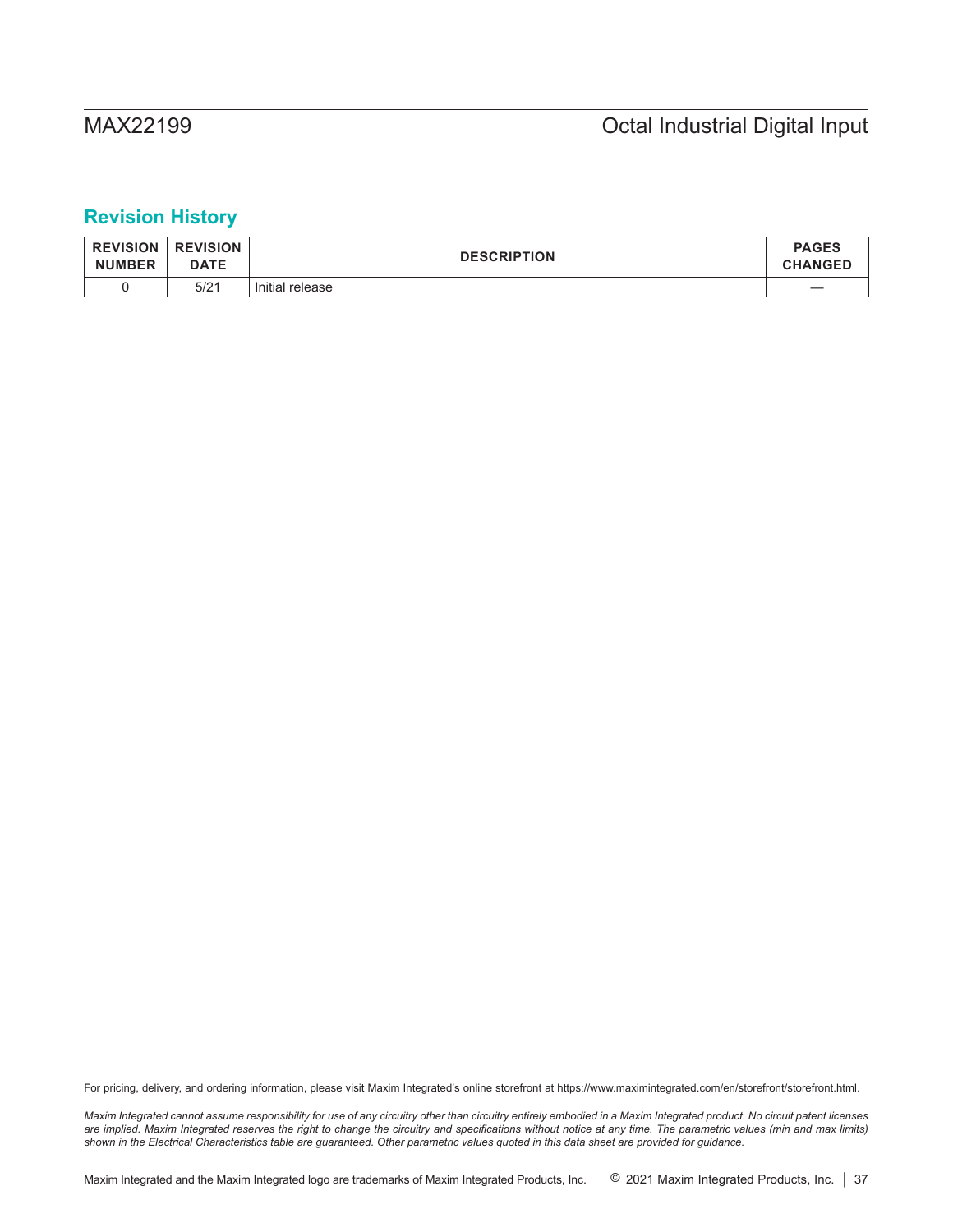## Revision History

| REVISION NUMBER | REVISION DATE | DESCRIPTION | PAGES CHANGED |
|---|---|---|---|
| 0 | 5/21 | Initial release | — |

For pricing, delivery, and ordering information, please visit Maxim Integrated's online storefront at https://www.maximintegrated.com/en/storefront/storefront.html.

*Maxim Integrated cannot assume responsibility for use of any circuitry other than circuitry entirely embodied in a Maxim Integrated product. No circuit patent licenses are implied. Maxim Integrated reserves the right to change the circuitry and specifications without notice at any time. The parametric values (min and max limits) shown in the Electrical Characteristics table are guaranteed. Other parametric values quoted in this data sheet are provided for guidance.*

Maxim Integrated and the Maxim Integrated logo are trademarks of Maxim Integrated Products, Inc. © 2021 Maxim Integrated Products, Inc.